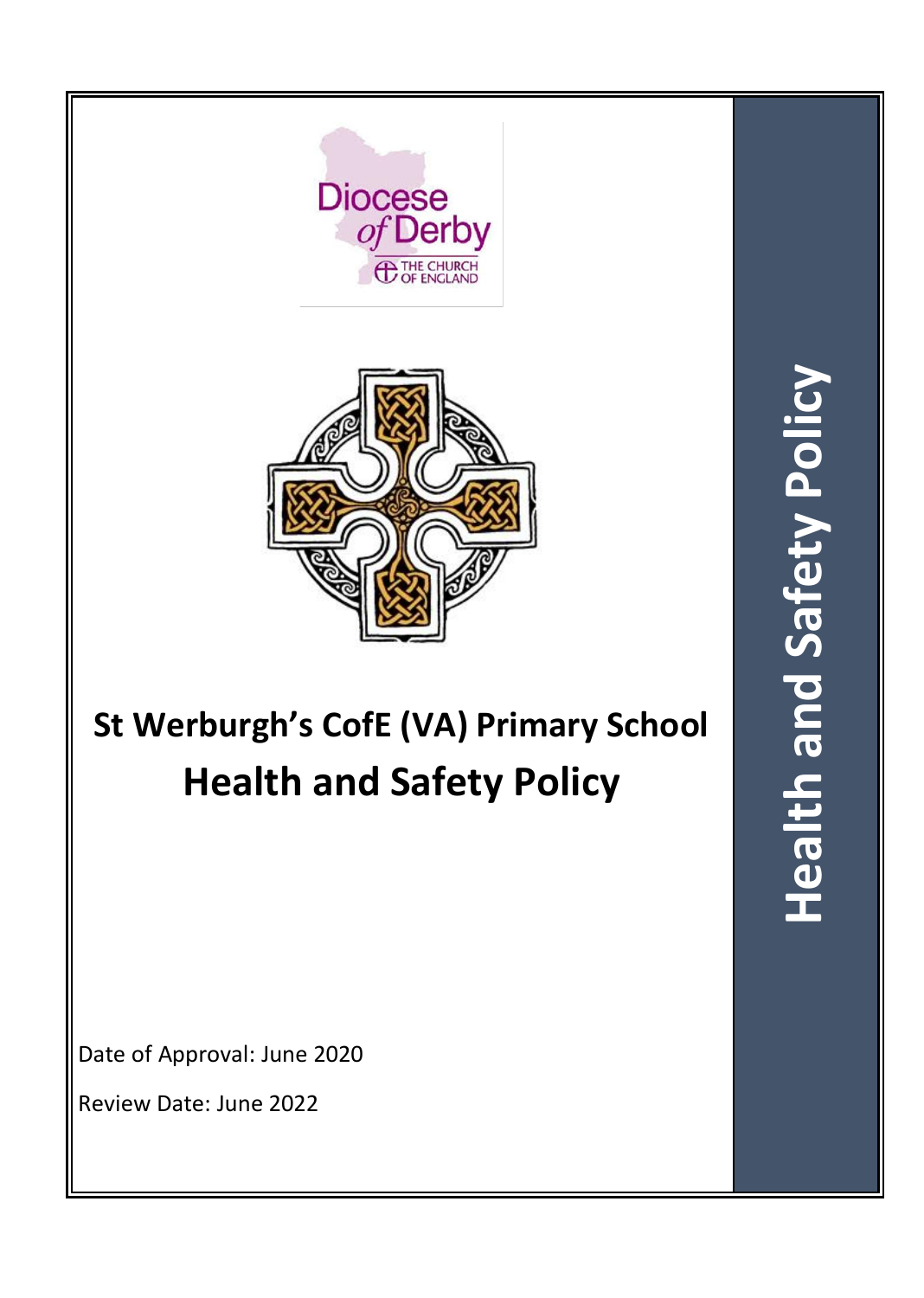Diocese of Derby

THE CHURCH OF ENGLAND

# St Werburgh's CofE (VA) Primary School

# Health and Safety Policy

Date of Approval: June 2020

Review Date: June 2022

Health and Safety Policy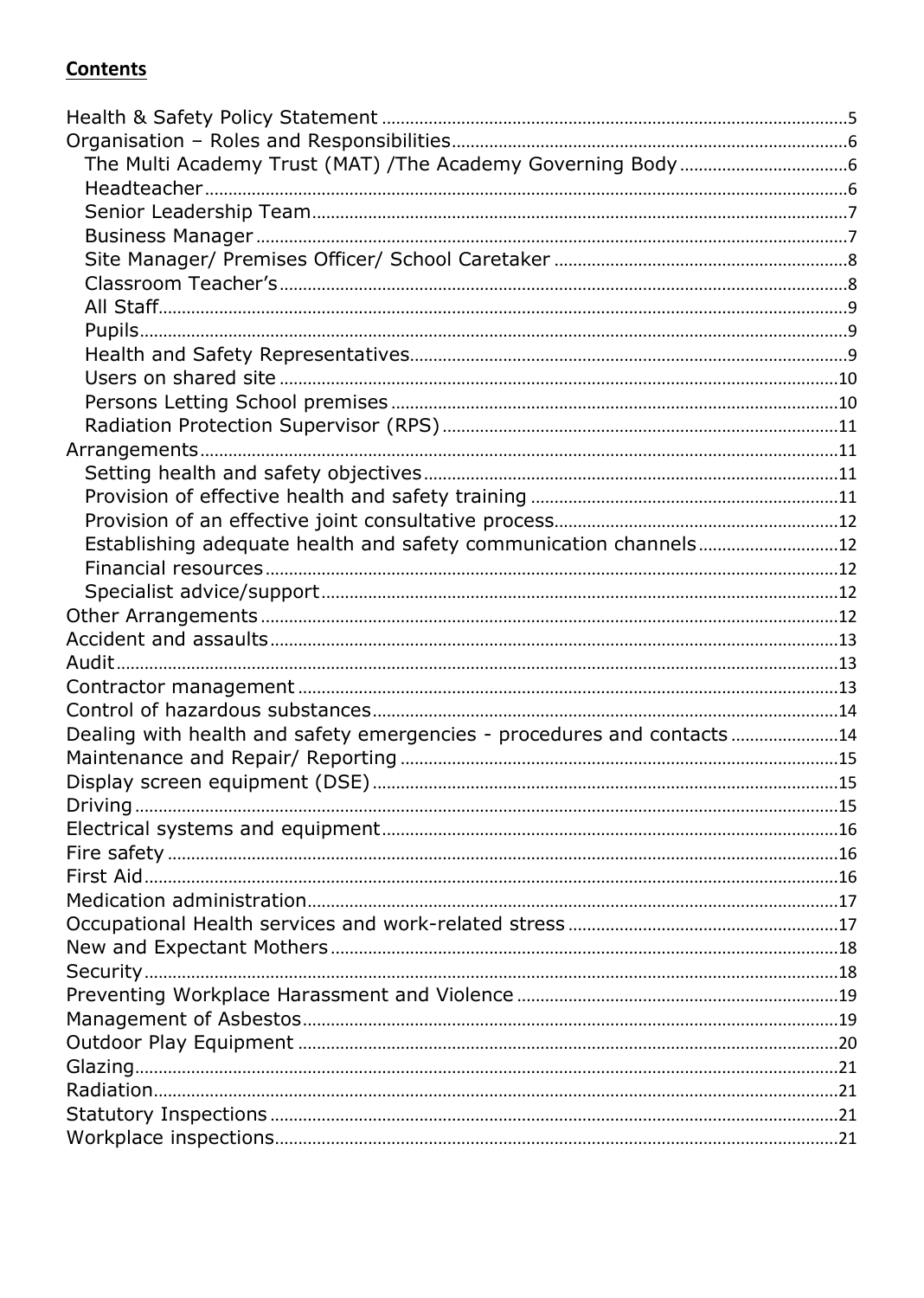## Contents

- Health & Safety Policy Statement ..... 5
- Organisation – Roles and Responsibilities ..... 6
  - The Multi Academy Trust (MAT) /The Academy Governing Body ..... 6
  - Headteacher ..... 6
  - Senior Leadership Team ..... 7
  - Business Manager ..... 7
  - Site Manager/ Premises Officer/ School Caretaker ..... 8
  - Classroom Teacher's ..... 8
  - All Staff ..... 9
  - Pupils ..... 9
  - Health and Safety Representatives ..... 9
  - Users on shared site ..... 10
  - Persons Letting School premises ..... 10
  - Radiation Protection Supervisor (RPS) ..... 11
- Arrangements ..... 11
  - Setting health and safety objectives ..... 11
  - Provision of effective health and safety training ..... 11
  - Provision of an effective joint consultative process ..... 12
  - Establishing adequate health and safety communication channels ..... 12
  - Financial resources ..... 12
  - Specialist advice/support ..... 12
- Other Arrangements ..... 12
- Accident and assaults ..... 13
- Audit ..... 13
- Contractor management ..... 13
- Control of hazardous substances ..... 14
- Dealing with health and safety emergencies - procedures and contacts ..... 14
- Maintenance and Repair/ Reporting ..... 15
- Display screen equipment (DSE) ..... 15
- Driving ..... 15
- Electrical systems and equipment ..... 16
- Fire safety ..... 16
- First Aid ..... 16
- Medication administration ..... 17
- Occupational Health services and work-related stress ..... 17
- New and Expectant Mothers ..... 18
- Security ..... 18
- Preventing Workplace Harassment and Violence ..... 19
- Management of Asbestos ..... 19
- Outdoor Play Equipment ..... 20
- Glazing ..... 21
- Radiation ..... 21
- Statutory Inspections ..... 21
- Workplace inspections ..... 21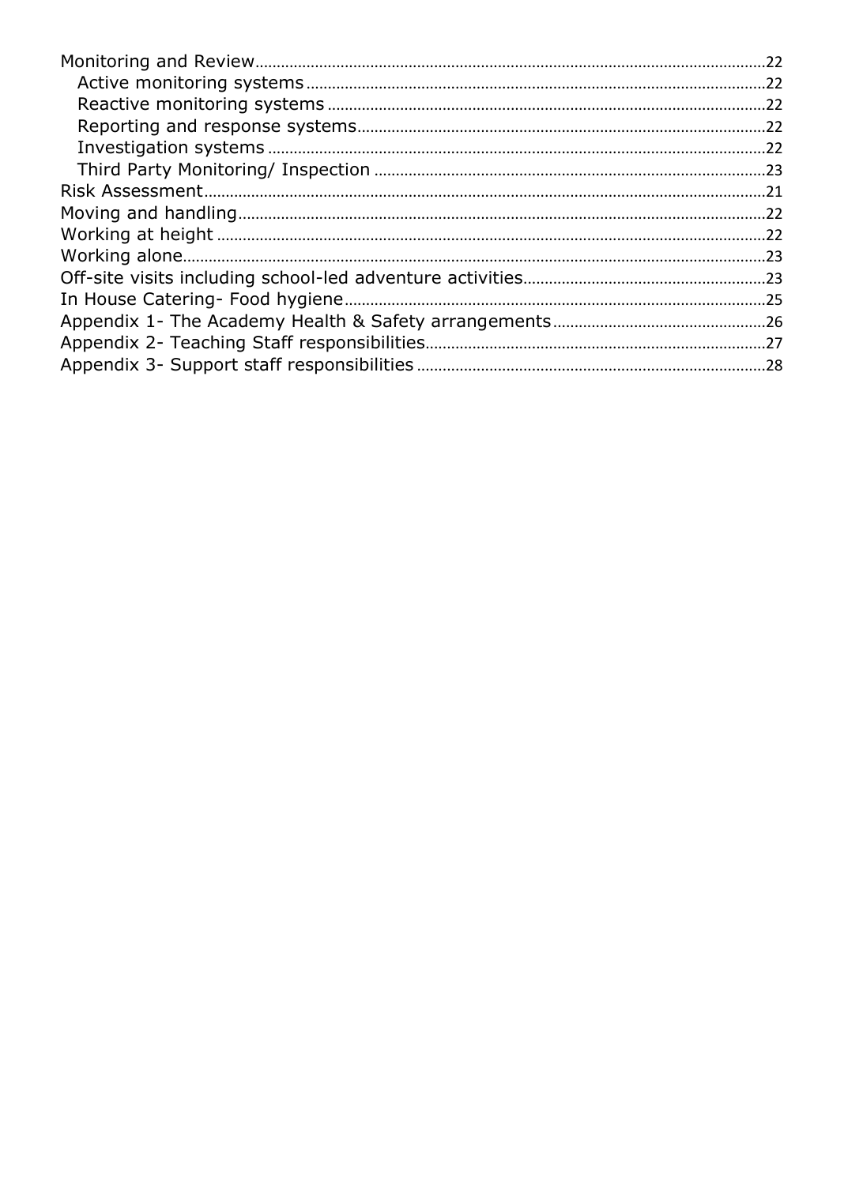Monitoring and Review........................................................................................................22
- Active monitoring systems........................................................................................22
- Reactive monitoring systems......................................................................................22
- Reporting and response systems...............................................................................22
- Investigation systems..................................................................................................22
- Third Party Monitoring/ Inspection...........................................................................23

Risk Assessment..................................................................................................................21

Moving and handling..........................................................................................................22

Working at height................................................................................................................22

Working alone......................................................................................................................23

Off-site visits including school-led adventure activities........................................................23

In House Catering- Food hygiene.........................................................................................25

Appendix 1- The Academy Health & Safety arrangements..................................................26

Appendix 2- Teaching Staff responsibilities.........................................................................27

Appendix 3- Support staff responsibilities..........................................................................28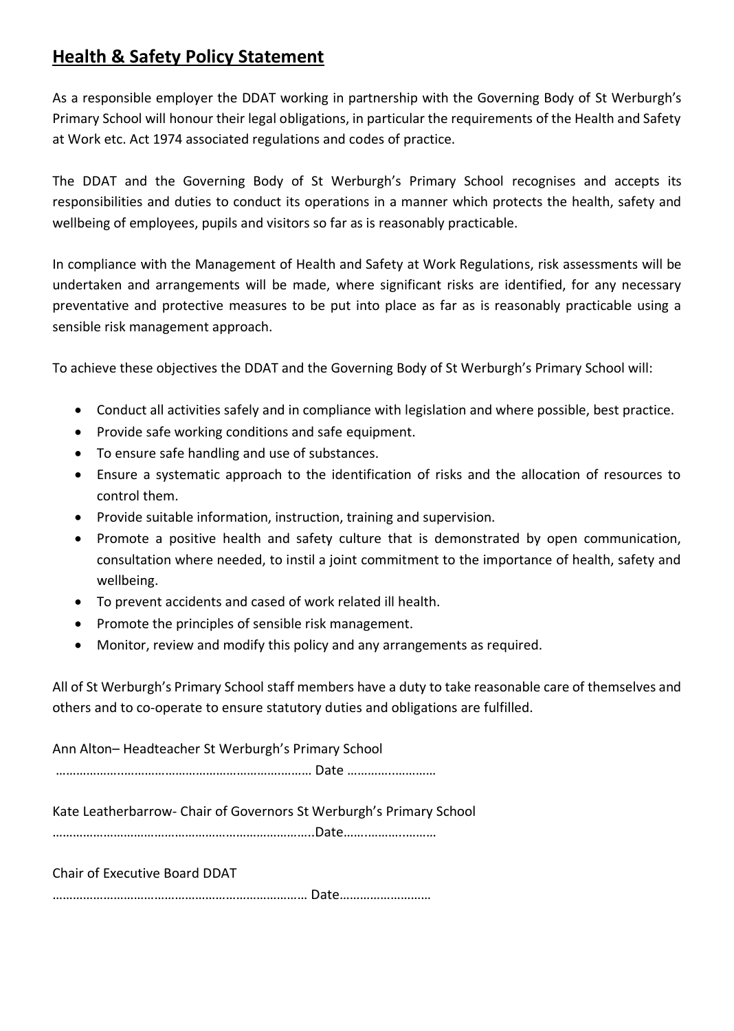## Health & Safety Policy Statement

As a responsible employer the DDAT working in partnership with the Governing Body of St Werburgh's Primary School will honour their legal obligations, in particular the requirements of the Health and Safety at Work etc. Act 1974 associated regulations and codes of practice.

The DDAT and the Governing Body of St Werburgh's Primary School recognises and accepts its responsibilities and duties to conduct its operations in a manner which protects the health, safety and wellbeing of employees, pupils and visitors so far as is reasonably practicable.

In compliance with the Management of Health and Safety at Work Regulations, risk assessments will be undertaken and arrangements will be made, where significant risks are identified, for any necessary preventative and protective measures to be put into place as far as is reasonably practicable using a sensible risk management approach.

To achieve these objectives the DDAT and the Governing Body of St Werburgh's Primary School will:

- Conduct all activities safely and in compliance with legislation and where possible, best practice.
- Provide safe working conditions and safe equipment.
- To ensure safe handling and use of substances.
- Ensure a systematic approach to the identification of risks and the allocation of resources to control them.
- Provide suitable information, instruction, training and supervision.
- Promote a positive health and safety culture that is demonstrated by open communication, consultation where needed, to instil a joint commitment to the importance of health, safety and wellbeing.
- To prevent accidents and cased of work related ill health.
- Promote the principles of sensible risk management.
- Monitor, review and modify this policy and any arrangements as required.

All of St Werburgh's Primary School staff members have a duty to take reasonable care of themselves and others and to co-operate to ensure statutory duties and obligations are fulfilled.

Ann Alton– Headteacher St Werburgh's Primary School

……………………………………………………………… Date ……………………

Kate Leatherbarrow- Chair of Governors St Werburgh's Primary School

………………………………………………………………..Date……………………

Chair of Executive Board DDAT

……………………………………………………………… Date……………………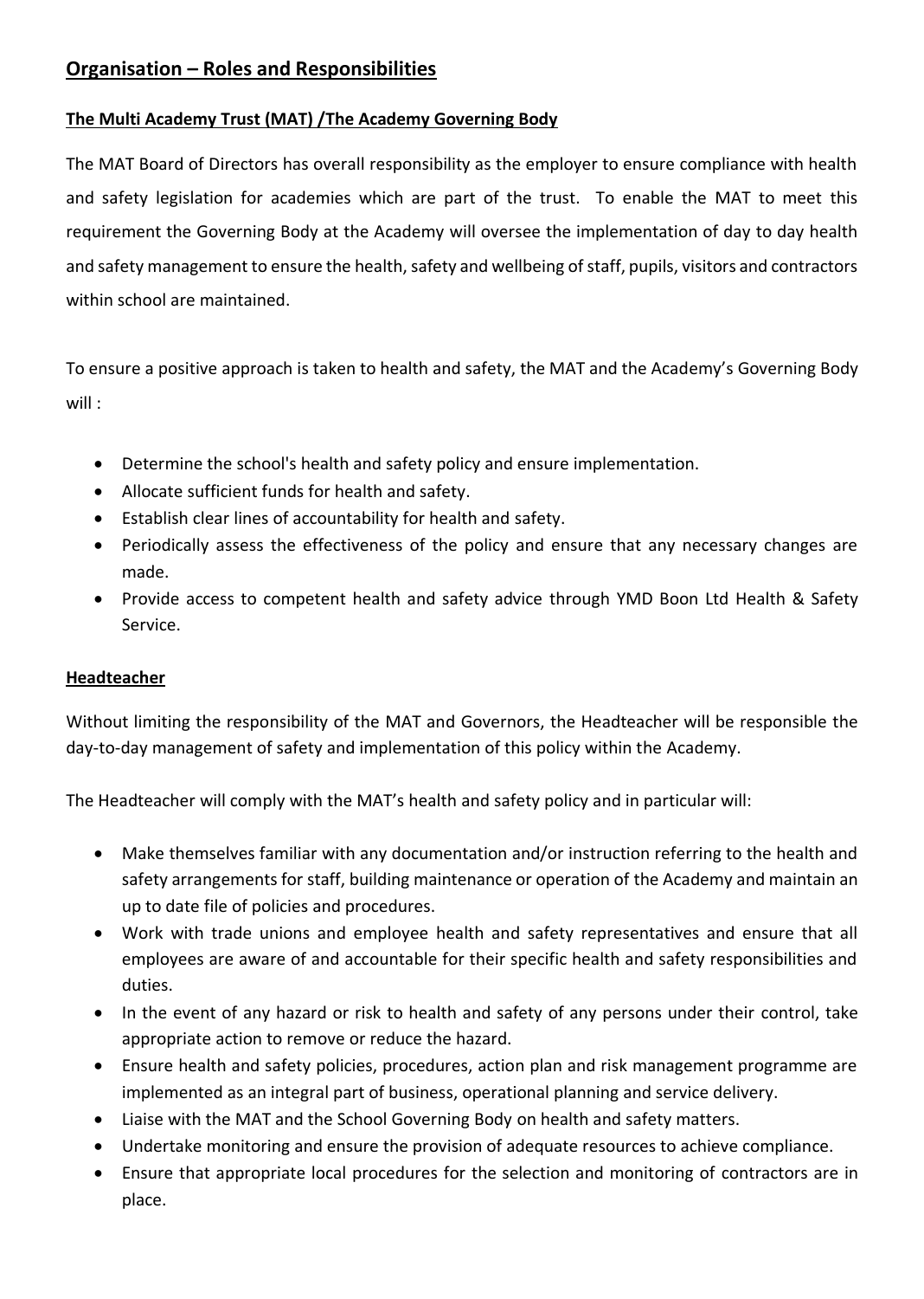## Organisation – Roles and Responsibilities

### The Multi Academy Trust (MAT) /The Academy Governing Body

The MAT Board of Directors has overall responsibility as the employer to ensure compliance with health and safety legislation for academies which are part of the trust. To enable the MAT to meet this requirement the Governing Body at the Academy will oversee the implementation of day to day health and safety management to ensure the health, safety and wellbeing of staff, pupils, visitors and contractors within school are maintained.

To ensure a positive approach is taken to health and safety, the MAT and the Academy's Governing Body will :

- Determine the school's health and safety policy and ensure implementation.
- Allocate sufficient funds for health and safety.
- Establish clear lines of accountability for health and safety.
- Periodically assess the effectiveness of the policy and ensure that any necessary changes are made.
- Provide access to competent health and safety advice through YMD Boon Ltd Health & Safety Service.

### Headteacher

Without limiting the responsibility of the MAT and Governors, the Headteacher will be responsible the day-to-day management of safety and implementation of this policy within the Academy.

The Headteacher will comply with the MAT's health and safety policy and in particular will:

- Make themselves familiar with any documentation and/or instruction referring to the health and safety arrangements for staff, building maintenance or operation of the Academy and maintain an up to date file of policies and procedures.
- Work with trade unions and employee health and safety representatives and ensure that all employees are aware of and accountable for their specific health and safety responsibilities and duties.
- In the event of any hazard or risk to health and safety of any persons under their control, take appropriate action to remove or reduce the hazard.
- Ensure health and safety policies, procedures, action plan and risk management programme are implemented as an integral part of business, operational planning and service delivery.
- Liaise with the MAT and the School Governing Body on health and safety matters.
- Undertake monitoring and ensure the provision of adequate resources to achieve compliance.
- Ensure that appropriate local procedures for the selection and monitoring of contractors are in place.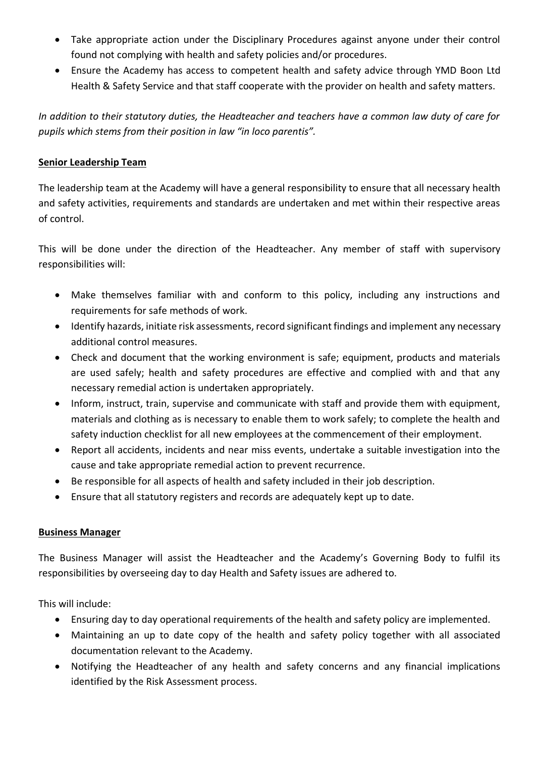- Take appropriate action under the Disciplinary Procedures against anyone under their control found not complying with health and safety policies and/or procedures.
- Ensure the Academy has access to competent health and safety advice through YMD Boon Ltd Health & Safety Service and that staff cooperate with the provider on health and safety matters.

*In addition to their statutory duties, the Headteacher and teachers have a common law duty of care for pupils which stems from their position in law "in loco parentis".*

**Senior Leadership Team**

The leadership team at the Academy will have a general responsibility to ensure that all necessary health and safety activities, requirements and standards are undertaken and met within their respective areas of control.

This will be done under the direction of the Headteacher. Any member of staff with supervisory responsibilities will:

- Make themselves familiar with and conform to this policy, including any instructions and requirements for safe methods of work.
- Identify hazards, initiate risk assessments, record significant findings and implement any necessary additional control measures.
- Check and document that the working environment is safe; equipment, products and materials are used safely; health and safety procedures are effective and complied with and that any necessary remedial action is undertaken appropriately.
- Inform, instruct, train, supervise and communicate with staff and provide them with equipment, materials and clothing as is necessary to enable them to work safely; to complete the health and safety induction checklist for all new employees at the commencement of their employment.
- Report all accidents, incidents and near miss events, undertake a suitable investigation into the cause and take appropriate remedial action to prevent recurrence.
- Be responsible for all aspects of health and safety included in their job description.
- Ensure that all statutory registers and records are adequately kept up to date.

**Business Manager**

The Business Manager will assist the Headteacher and the Academy's Governing Body to fulfil its responsibilities by overseeing day to day Health and Safety issues are adhered to.

This will include:

- Ensuring day to day operational requirements of the health and safety policy are implemented.
- Maintaining an up to date copy of the health and safety policy together with all associated documentation relevant to the Academy.
- Notifying the Headteacher of any health and safety concerns and any financial implications identified by the Risk Assessment process.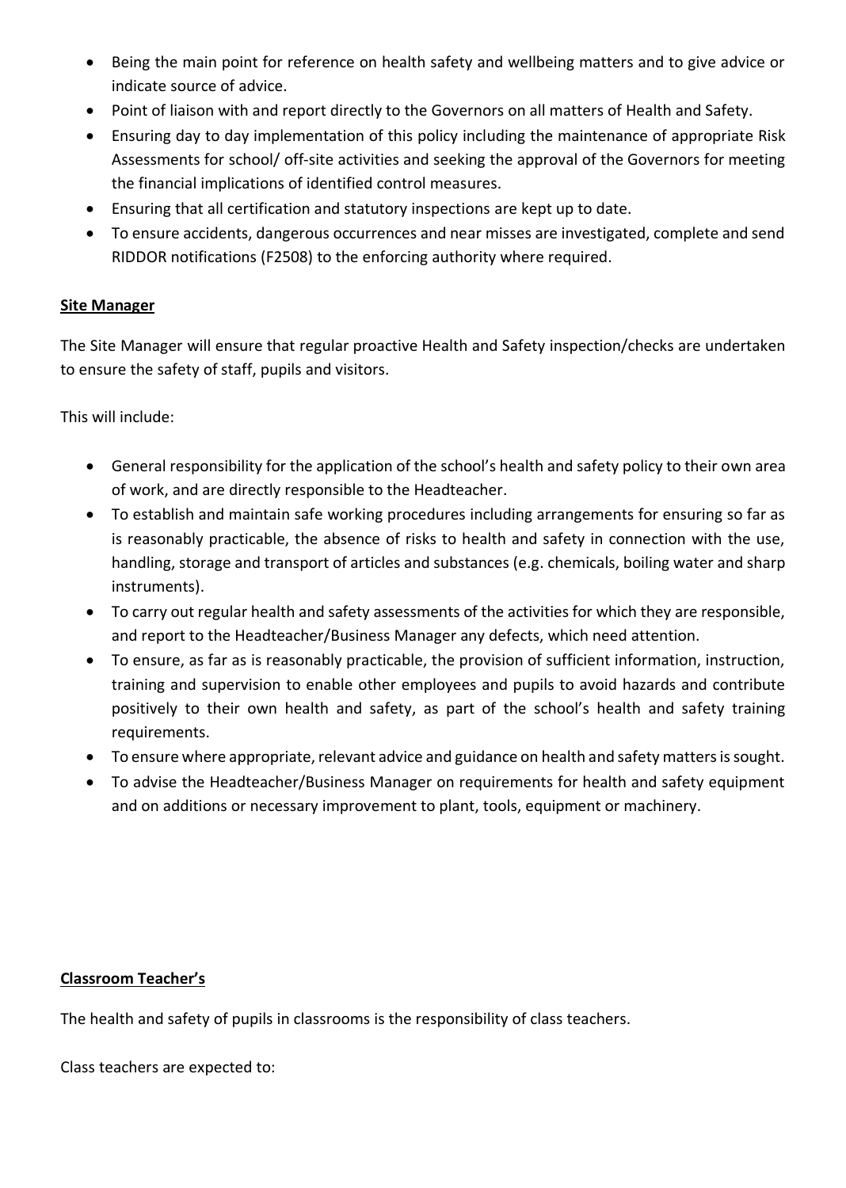- Being the main point for reference on health safety and wellbeing matters and to give advice or indicate source of advice.
- Point of liaison with and report directly to the Governors on all matters of Health and Safety.
- Ensuring day to day implementation of this policy including the maintenance of appropriate Risk Assessments for school/ off-site activities and seeking the approval of the Governors for meeting the financial implications of identified control measures.
- Ensuring that all certification and statutory inspections are kept up to date.
- To ensure accidents, dangerous occurrences and near misses are investigated, complete and send RIDDOR notifications (F2508) to the enforcing authority where required.

**Site Manager**

The Site Manager will ensure that regular proactive Health and Safety inspection/checks are undertaken to ensure the safety of staff, pupils and visitors.

This will include:

- General responsibility for the application of the school's health and safety policy to their own area of work, and are directly responsible to the Headteacher.
- To establish and maintain safe working procedures including arrangements for ensuring so far as is reasonably practicable, the absence of risks to health and safety in connection with the use, handling, storage and transport of articles and substances (e.g. chemicals, boiling water and sharp instruments).
- To carry out regular health and safety assessments of the activities for which they are responsible, and report to the Headteacher/Business Manager any defects, which need attention.
- To ensure, as far as is reasonably practicable, the provision of sufficient information, instruction, training and supervision to enable other employees and pupils to avoid hazards and contribute positively to their own health and safety, as part of the school's health and safety training requirements.
- To ensure where appropriate, relevant advice and guidance on health and safety matters is sought.
- To advise the Headteacher/Business Manager on requirements for health and safety equipment and on additions or necessary improvement to plant, tools, equipment or machinery.

**Classroom Teacher's**

The health and safety of pupils in classrooms is the responsibility of class teachers.

Class teachers are expected to: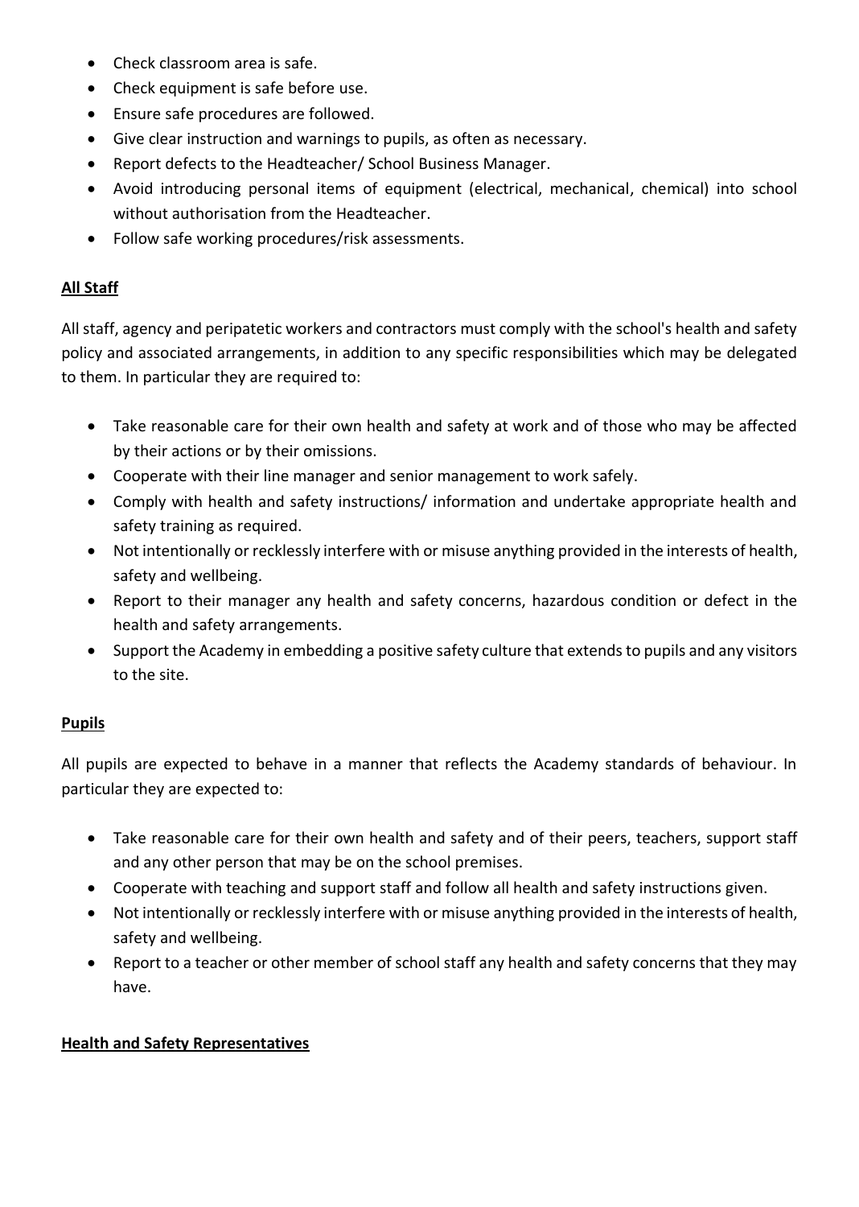- Check classroom area is safe.
- Check equipment is safe before use.
- Ensure safe procedures are followed.
- Give clear instruction and warnings to pupils, as often as necessary.
- Report defects to the Headteacher/ School Business Manager.
- Avoid introducing personal items of equipment (electrical, mechanical, chemical) into school without authorisation from the Headteacher.
- Follow safe working procedures/risk assessments.

**All Staff**

All staff, agency and peripatetic workers and contractors must comply with the school's health and safety policy and associated arrangements, in addition to any specific responsibilities which may be delegated to them. In particular they are required to:

- Take reasonable care for their own health and safety at work and of those who may be affected by their actions or by their omissions.
- Cooperate with their line manager and senior management to work safely.
- Comply with health and safety instructions/ information and undertake appropriate health and safety training as required.
- Not intentionally or recklessly interfere with or misuse anything provided in the interests of health, safety and wellbeing.
- Report to their manager any health and safety concerns, hazardous condition or defect in the health and safety arrangements.
- Support the Academy in embedding a positive safety culture that extends to pupils and any visitors to the site.

**Pupils**

All pupils are expected to behave in a manner that reflects the Academy standards of behaviour. In particular they are expected to:

- Take reasonable care for their own health and safety and of their peers, teachers, support staff and any other person that may be on the school premises.
- Cooperate with teaching and support staff and follow all health and safety instructions given.
- Not intentionally or recklessly interfere with or misuse anything provided in the interests of health, safety and wellbeing.
- Report to a teacher or other member of school staff any health and safety concerns that they may have.

**Health and Safety Representatives**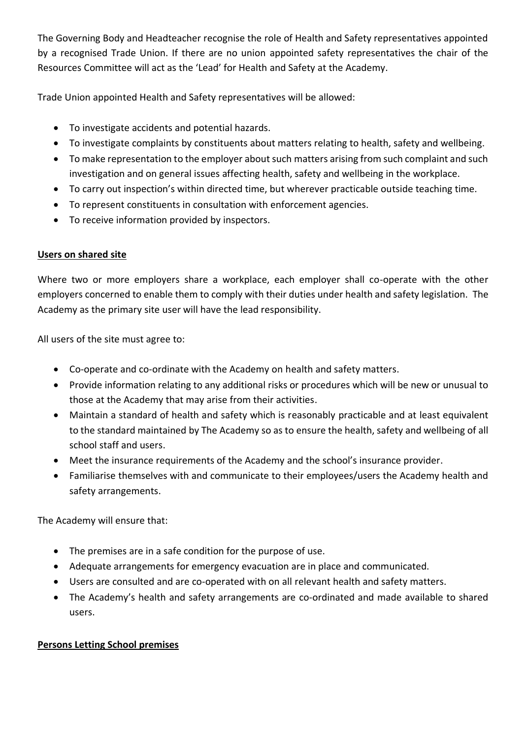The Governing Body and Headteacher recognise the role of Health and Safety representatives appointed by a recognised Trade Union. If there are no union appointed safety representatives the chair of the Resources Committee will act as the 'Lead' for Health and Safety at the Academy.

Trade Union appointed Health and Safety representatives will be allowed:

- To investigate accidents and potential hazards.
- To investigate complaints by constituents about matters relating to health, safety and wellbeing.
- To make representation to the employer about such matters arising from such complaint and such investigation and on general issues affecting health, safety and wellbeing in the workplace.
- To carry out inspection's within directed time, but wherever practicable outside teaching time.
- To represent constituents in consultation with enforcement agencies.
- To receive information provided by inspectors.

**Users on shared site**

Where two or more employers share a workplace, each employer shall co-operate with the other employers concerned to enable them to comply with their duties under health and safety legislation. The Academy as the primary site user will have the lead responsibility.

All users of the site must agree to:

- Co-operate and co-ordinate with the Academy on health and safety matters.
- Provide information relating to any additional risks or procedures which will be new or unusual to those at the Academy that may arise from their activities.
- Maintain a standard of health and safety which is reasonably practicable and at least equivalent to the standard maintained by The Academy so as to ensure the health, safety and wellbeing of all school staff and users.
- Meet the insurance requirements of the Academy and the school's insurance provider.
- Familiarise themselves with and communicate to their employees/users the Academy health and safety arrangements.

The Academy will ensure that:

- The premises are in a safe condition for the purpose of use.
- Adequate arrangements for emergency evacuation are in place and communicated.
- Users are consulted and are co-operated with on all relevant health and safety matters.
- The Academy's health and safety arrangements are co-ordinated and made available to shared users.

**Persons Letting School premises**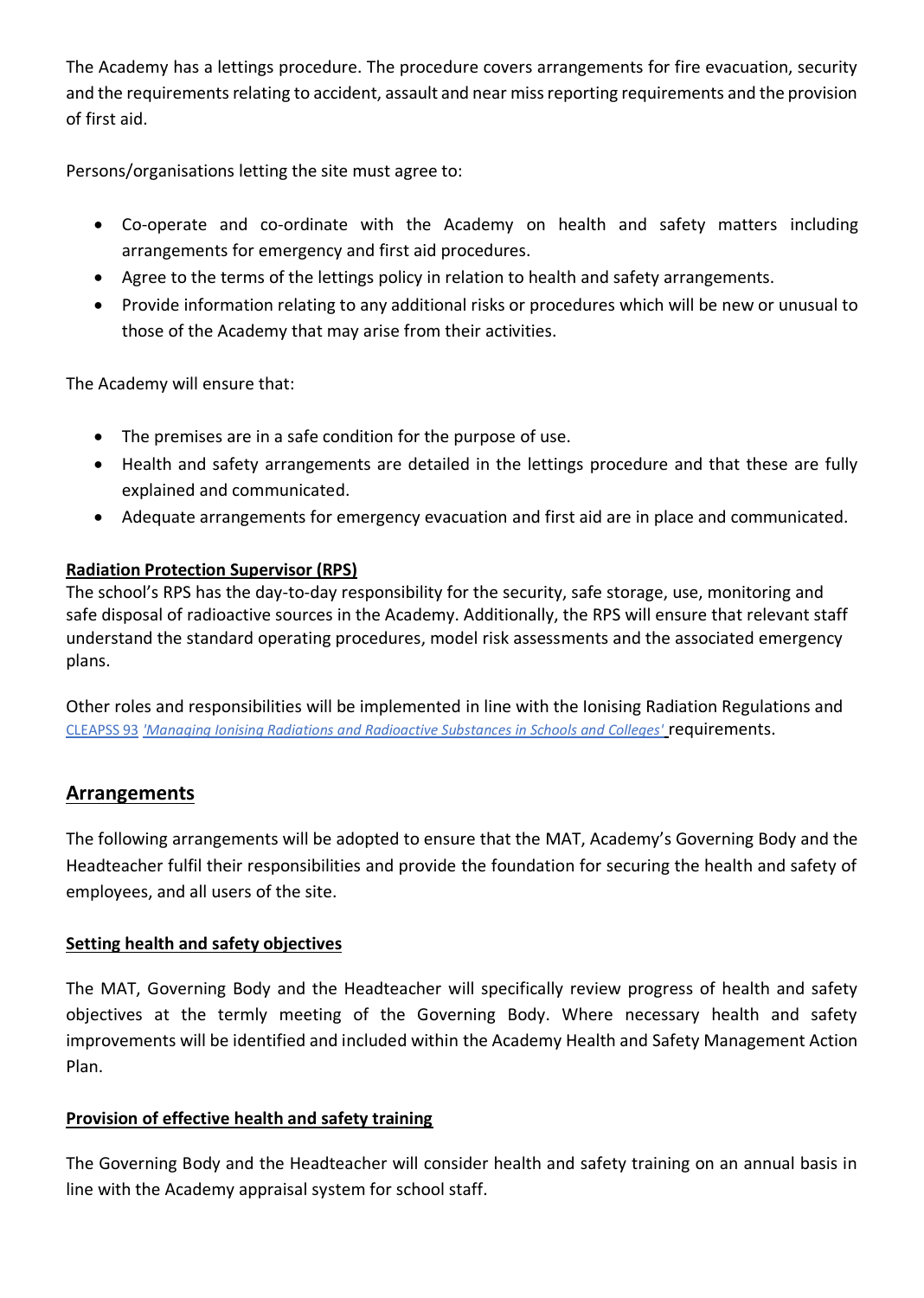The Academy has a lettings procedure. The procedure covers arrangements for fire evacuation, security and the requirements relating to accident, assault and near miss reporting requirements and the provision of first aid.

Persons/organisations letting the site must agree to:

- Co-operate and co-ordinate with the Academy on health and safety matters including arrangements for emergency and first aid procedures.
- Agree to the terms of the lettings policy in relation to health and safety arrangements.
- Provide information relating to any additional risks or procedures which will be new or unusual to those of the Academy that may arise from their activities.

The Academy will ensure that:

- The premises are in a safe condition for the purpose of use.
- Health and safety arrangements are detailed in the lettings procedure and that these are fully explained and communicated.
- Adequate arrangements for emergency evacuation and first aid are in place and communicated.

**Radiation Protection Supervisor (RPS)**

The school's RPS has the day-to-day responsibility for the security, safe storage, use, monitoring and safe disposal of radioactive sources in the Academy. Additionally, the RPS will ensure that relevant staff understand the standard operating procedures, model risk assessments and the associated emergency plans.

Other roles and responsibilities will be implemented in line with the Ionising Radiation Regulations and CLEAPSS 93 *'Managing Ionising Radiations and Radioactive Substances in Schools and Colleges'* requirements.

## Arrangements

The following arrangements will be adopted to ensure that the MAT, Academy's Governing Body and the Headteacher fulfil their responsibilities and provide the foundation for securing the health and safety of employees, and all users of the site.

**Setting health and safety objectives**

The MAT, Governing Body and the Headteacher will specifically review progress of health and safety objectives at the termly meeting of the Governing Body. Where necessary health and safety improvements will be identified and included within the Academy Health and Safety Management Action Plan.

**Provision of effective health and safety training**

The Governing Body and the Headteacher will consider health and safety training on an annual basis in line with the Academy appraisal system for school staff.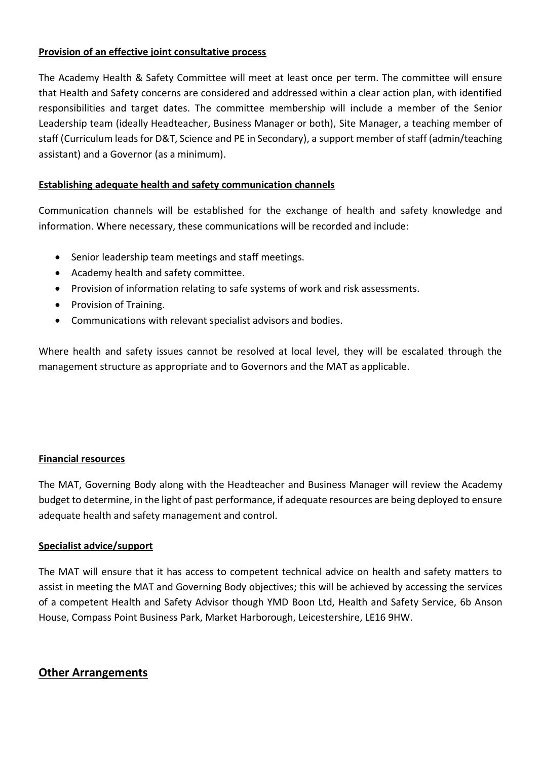**Provision of an effective joint consultative process**

The Academy Health & Safety Committee will meet at least once per term. The committee will ensure that Health and Safety concerns are considered and addressed within a clear action plan, with identified responsibilities and target dates. The committee membership will include a member of the Senior Leadership team (ideally Headteacher, Business Manager or both), Site Manager, a teaching member of staff (Curriculum leads for D&T, Science and PE in Secondary), a support member of staff (admin/teaching assistant) and a Governor (as a minimum).

**Establishing adequate health and safety communication channels**

Communication channels will be established for the exchange of health and safety knowledge and information. Where necessary, these communications will be recorded and include:

- Senior leadership team meetings and staff meetings.
- Academy health and safety committee.
- Provision of information relating to safe systems of work and risk assessments.
- Provision of Training.
- Communications with relevant specialist advisors and bodies.

Where health and safety issues cannot be resolved at local level, they will be escalated through the management structure as appropriate and to Governors and the MAT as applicable.

**Financial resources**

The MAT, Governing Body along with the Headteacher and Business Manager will review the Academy budget to determine, in the light of past performance, if adequate resources are being deployed to ensure adequate health and safety management and control.

**Specialist advice/support**

The MAT will ensure that it has access to competent technical advice on health and safety matters to assist in meeting the MAT and Governing Body objectives; this will be achieved by accessing the services of a competent Health and Safety Advisor though YMD Boon Ltd, Health and Safety Service, 6b Anson House, Compass Point Business Park, Market Harborough, Leicestershire, LE16 9HW.

## Other Arrangements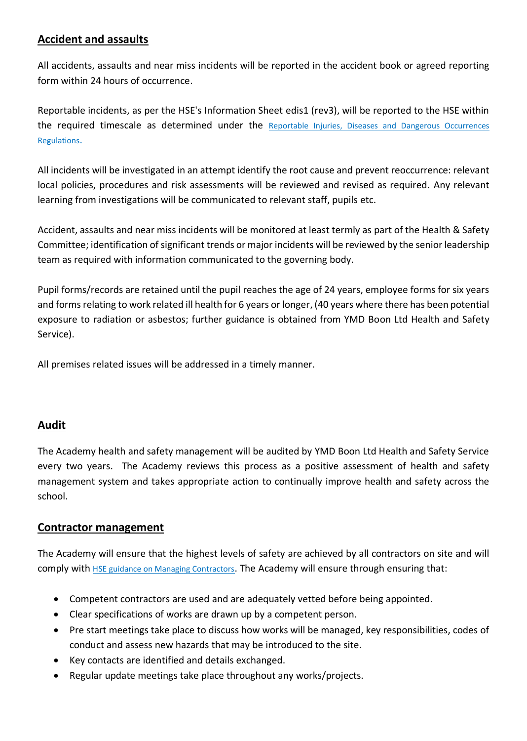## Accident and assaults

All accidents, assaults and near miss incidents will be reported in the accident book or agreed reporting form within 24 hours of occurrence.

Reportable incidents, as per the HSE's Information Sheet edis1 (rev3), will be reported to the HSE within the required timescale as determined under the Reportable Injuries, Diseases and Dangerous Occurrences Regulations.

All incidents will be investigated in an attempt identify the root cause and prevent reoccurrence: relevant local policies, procedures and risk assessments will be reviewed and revised as required. Any relevant learning from investigations will be communicated to relevant staff, pupils etc.

Accident, assaults and near miss incidents will be monitored at least termly as part of the Health & Safety Committee; identification of significant trends or major incidents will be reviewed by the senior leadership team as required with information communicated to the governing body.

Pupil forms/records are retained until the pupil reaches the age of 24 years, employee forms for six years and forms relating to work related ill health for 6 years or longer, (40 years where there has been potential exposure to radiation or asbestos; further guidance is obtained from YMD Boon Ltd Health and Safety Service).

All premises related issues will be addressed in a timely manner.

## Audit

The Academy health and safety management will be audited by YMD Boon Ltd Health and Safety Service every two years. The Academy reviews this process as a positive assessment of health and safety management system and takes appropriate action to continually improve health and safety across the school.

## Contractor management

The Academy will ensure that the highest levels of safety are achieved by all contractors on site and will comply with HSE guidance on Managing Contractors. The Academy will ensure through ensuring that:

- Competent contractors are used and are adequately vetted before being appointed.
- Clear specifications of works are drawn up by a competent person.
- Pre start meetings take place to discuss how works will be managed, key responsibilities, codes of conduct and assess new hazards that may be introduced to the site.
- Key contacts are identified and details exchanged.
- Regular update meetings take place throughout any works/projects.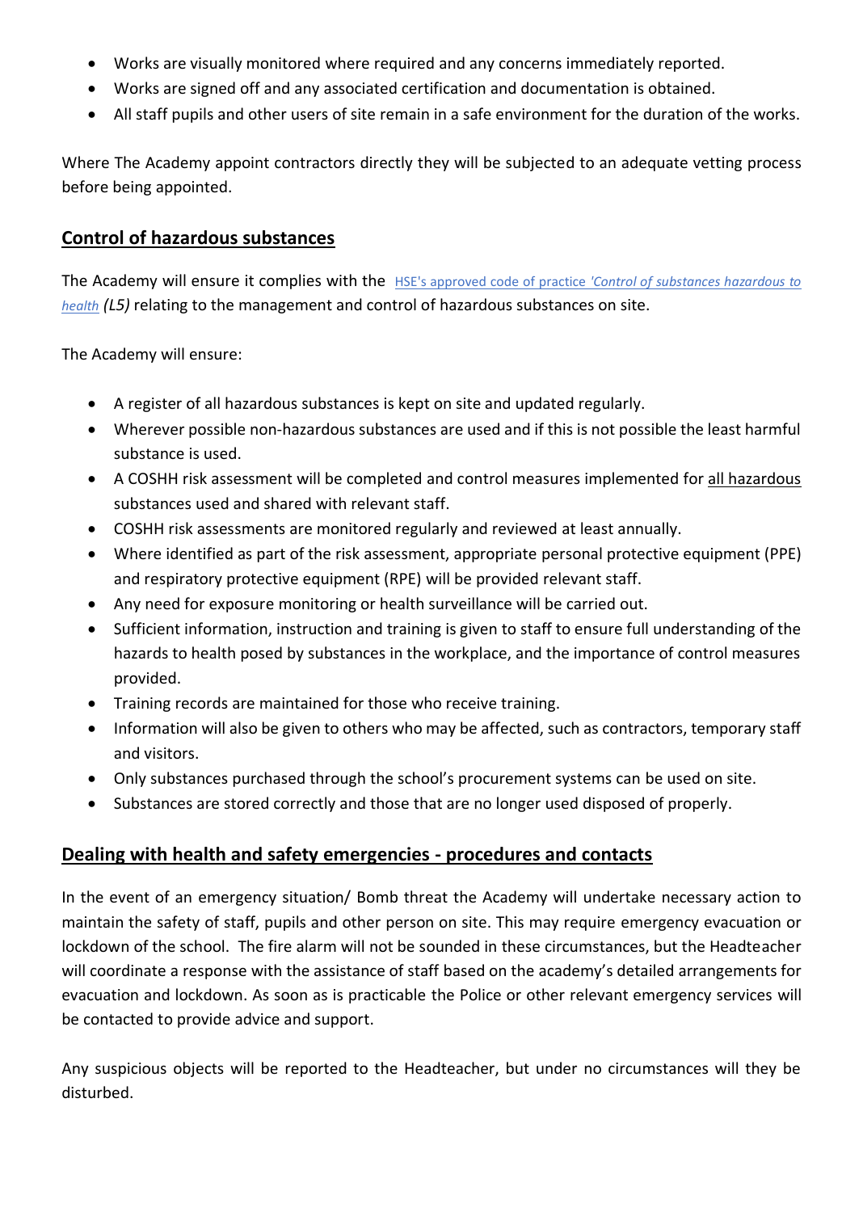- Works are visually monitored where required and any concerns immediately reported.
- Works are signed off and any associated certification and documentation is obtained.
- All staff pupils and other users of site remain in a safe environment for the duration of the works.

Where The Academy appoint contractors directly they will be subjected to an adequate vetting process before being appointed.

## Control of hazardous substances

The Academy will ensure it complies with the HSE's approved code of practice *'Control of substances hazardous to health* *(L5)* relating to the management and control of hazardous substances on site.

The Academy will ensure:

- A register of all hazardous substances is kept on site and updated regularly.
- Wherever possible non-hazardous substances are used and if this is not possible the least harmful substance is used.
- A COSHH risk assessment will be completed and control measures implemented for all hazardous substances used and shared with relevant staff.
- COSHH risk assessments are monitored regularly and reviewed at least annually.
- Where identified as part of the risk assessment, appropriate personal protective equipment (PPE) and respiratory protective equipment (RPE) will be provided relevant staff.
- Any need for exposure monitoring or health surveillance will be carried out.
- Sufficient information, instruction and training is given to staff to ensure full understanding of the hazards to health posed by substances in the workplace, and the importance of control measures provided.
- Training records are maintained for those who receive training.
- Information will also be given to others who may be affected, such as contractors, temporary staff and visitors.
- Only substances purchased through the school's procurement systems can be used on site.
- Substances are stored correctly and those that are no longer used disposed of properly.

## Dealing with health and safety emergencies - procedures and contacts

In the event of an emergency situation/ Bomb threat the Academy will undertake necessary action to maintain the safety of staff, pupils and other person on site. This may require emergency evacuation or lockdown of the school. The fire alarm will not be sounded in these circumstances, but the Headteacher will coordinate a response with the assistance of staff based on the academy's detailed arrangements for evacuation and lockdown. As soon as is practicable the Police or other relevant emergency services will be contacted to provide advice and support.

Any suspicious objects will be reported to the Headteacher, but under no circumstances will they be disturbed.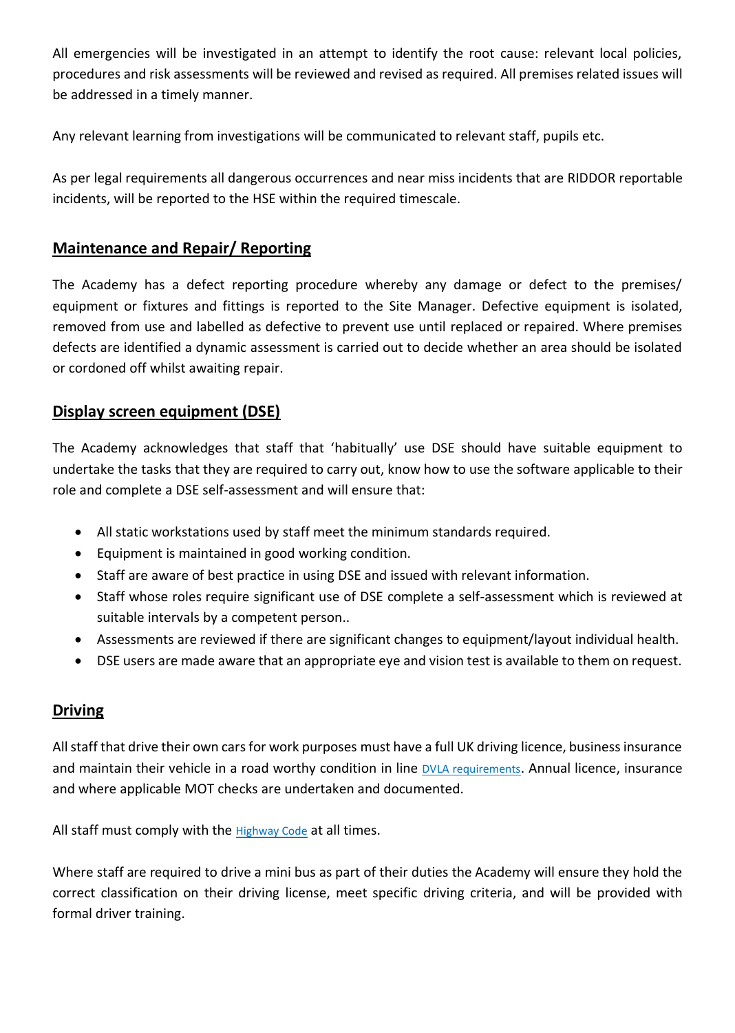All emergencies will be investigated in an attempt to identify the root cause: relevant local policies, procedures and risk assessments will be reviewed and revised as required. All premises related issues will be addressed in a timely manner.

Any relevant learning from investigations will be communicated to relevant staff, pupils etc.

As per legal requirements all dangerous occurrences and near miss incidents that are RIDDOR reportable incidents, will be reported to the HSE within the required timescale.

## Maintenance and Repair/ Reporting

The Academy has a defect reporting procedure whereby any damage or defect to the premises/ equipment or fixtures and fittings is reported to the Site Manager. Defective equipment is isolated, removed from use and labelled as defective to prevent use until replaced or repaired. Where premises defects are identified a dynamic assessment is carried out to decide whether an area should be isolated or cordoned off whilst awaiting repair.

## Display screen equipment (DSE)

The Academy acknowledges that staff that 'habitually' use DSE should have suitable equipment to undertake the tasks that they are required to carry out, know how to use the software applicable to their role and complete a DSE self-assessment and will ensure that:

- All static workstations used by staff meet the minimum standards required.
- Equipment is maintained in good working condition.
- Staff are aware of best practice in using DSE and issued with relevant information.
- Staff whose roles require significant use of DSE complete a self-assessment which is reviewed at suitable intervals by a competent person..
- Assessments are reviewed if there are significant changes to equipment/layout individual health.
- DSE users are made aware that an appropriate eye and vision test is available to them on request.

## Driving

All staff that drive their own cars for work purposes must have a full UK driving licence, business insurance and maintain their vehicle in a road worthy condition in line DVLA requirements. Annual licence, insurance and where applicable MOT checks are undertaken and documented.

All staff must comply with the Highway Code at all times.

Where staff are required to drive a mini bus as part of their duties the Academy will ensure they hold the correct classification on their driving license, meet specific driving criteria, and will be provided with formal driver training.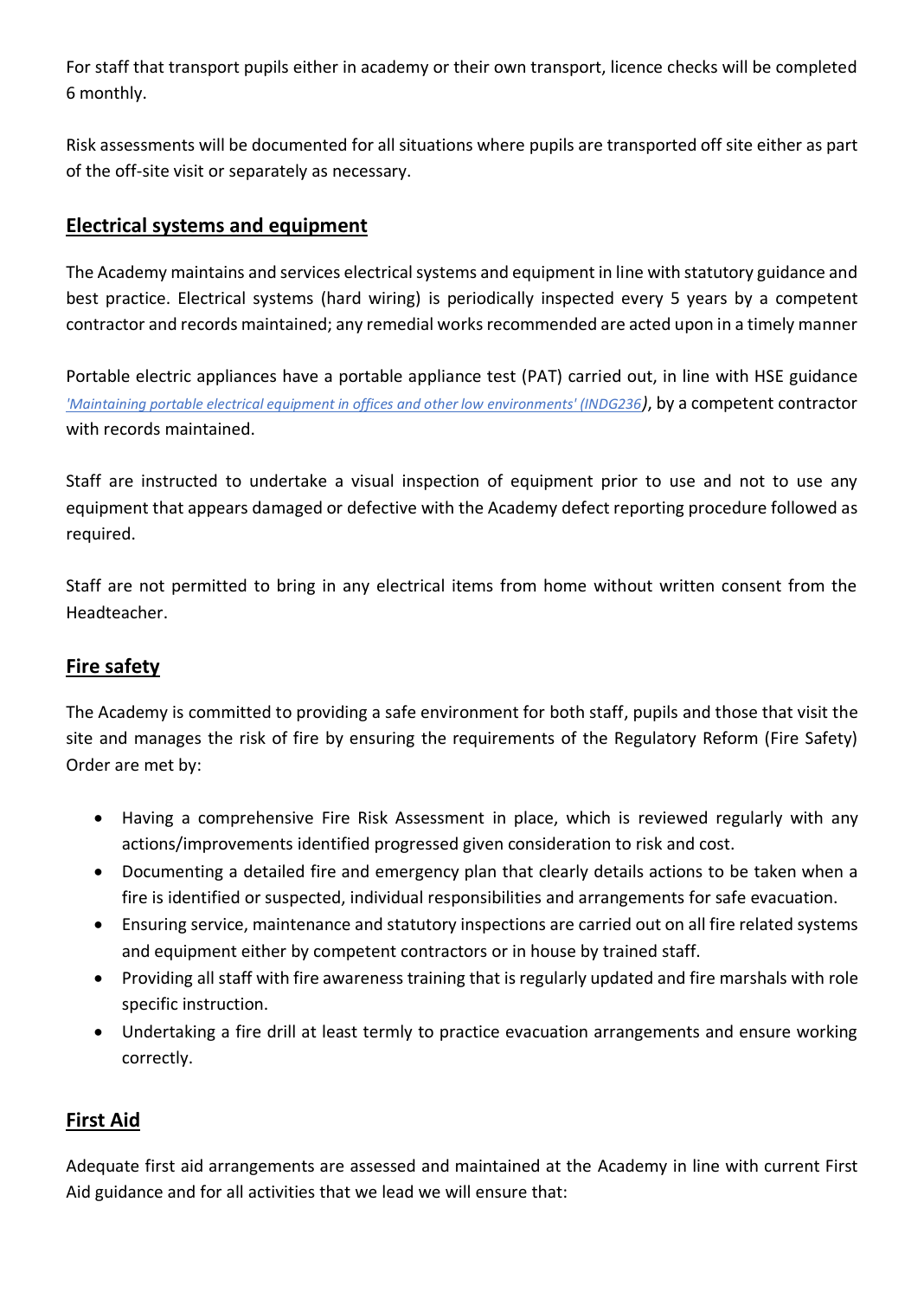For staff that transport pupils either in academy or their own transport, licence checks will be completed 6 monthly.

Risk assessments will be documented for all situations where pupils are transported off site either as part of the off-site visit or separately as necessary.

## Electrical systems and equipment

The Academy maintains and services electrical systems and equipment in line with statutory guidance and best practice. Electrical systems (hard wiring) is periodically inspected every 5 years by a competent contractor and records maintained; any remedial works recommended are acted upon in a timely manner

Portable electric appliances have a portable appliance test (PAT) carried out, in line with HSE guidance *'Maintaining portable electrical equipment in offices and other low environments' (INDG236)*, by a competent contractor with records maintained.

Staff are instructed to undertake a visual inspection of equipment prior to use and not to use any equipment that appears damaged or defective with the Academy defect reporting procedure followed as required.

Staff are not permitted to bring in any electrical items from home without written consent from the Headteacher.

## Fire safety

The Academy is committed to providing a safe environment for both staff, pupils and those that visit the site and manages the risk of fire by ensuring the requirements of the Regulatory Reform (Fire Safety) Order are met by:

- Having a comprehensive Fire Risk Assessment in place, which is reviewed regularly with any actions/improvements identified progressed given consideration to risk and cost.
- Documenting a detailed fire and emergency plan that clearly details actions to be taken when a fire is identified or suspected, individual responsibilities and arrangements for safe evacuation.
- Ensuring service, maintenance and statutory inspections are carried out on all fire related systems and equipment either by competent contractors or in house by trained staff.
- Providing all staff with fire awareness training that is regularly updated and fire marshals with role specific instruction.
- Undertaking a fire drill at least termly to practice evacuation arrangements and ensure working correctly.

## First Aid

Adequate first aid arrangements are assessed and maintained at the Academy in line with current First Aid guidance and for all activities that we lead we will ensure that: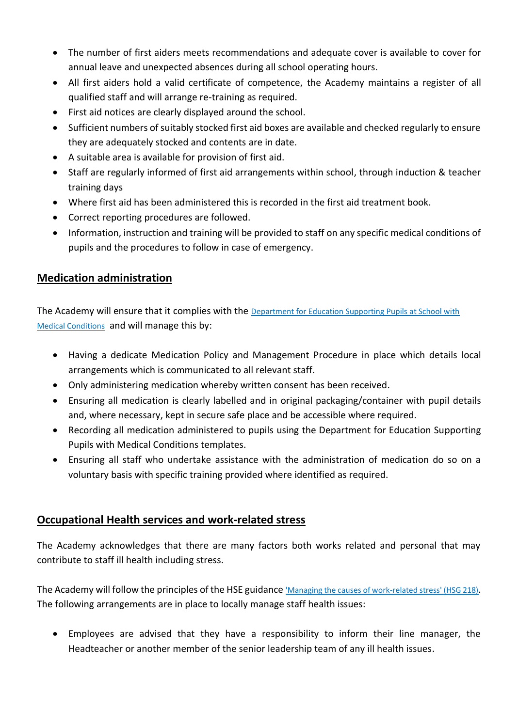- The number of first aiders meets recommendations and adequate cover is available to cover for annual leave and unexpected absences during all school operating hours.
- All first aiders hold a valid certificate of competence, the Academy maintains a register of all qualified staff and will arrange re-training as required.
- First aid notices are clearly displayed around the school.
- Sufficient numbers of suitably stocked first aid boxes are available and checked regularly to ensure they are adequately stocked and contents are in date.
- A suitable area is available for provision of first aid.
- Staff are regularly informed of first aid arrangements within school, through induction & teacher training days
- Where first aid has been administered this is recorded in the first aid treatment book.
- Correct reporting procedures are followed.
- Information, instruction and training will be provided to staff on any specific medical conditions of pupils and the procedures to follow in case of emergency.

## Medication administration

The Academy will ensure that it complies with the Department for Education Supporting Pupils at School with Medical Conditions and will manage this by:

- Having a dedicate Medication Policy and Management Procedure in place which details local arrangements which is communicated to all relevant staff.
- Only administering medication whereby written consent has been received.
- Ensuring all medication is clearly labelled and in original packaging/container with pupil details and, where necessary, kept in secure safe place and be accessible where required.
- Recording all medication administered to pupils using the Department for Education Supporting Pupils with Medical Conditions templates.
- Ensuring all staff who undertake assistance with the administration of medication do so on a voluntary basis with specific training provided where identified as required.

## Occupational Health services and work-related stress

The Academy acknowledges that there are many factors both works related and personal that may contribute to staff ill health including stress.

The Academy will follow the principles of the HSE guidance 'Managing the causes of work-related stress' (HSG 218). The following arrangements are in place to locally manage staff health issues:

- Employees are advised that they have a responsibility to inform their line manager, the Headteacher or another member of the senior leadership team of any ill health issues.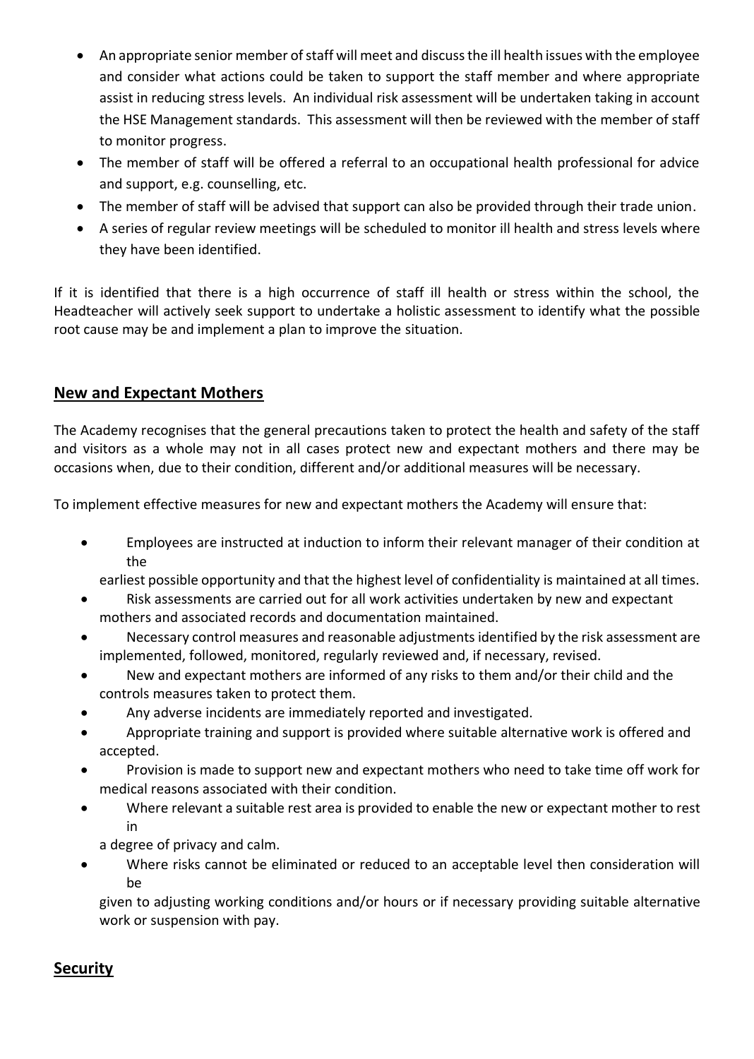- An appropriate senior member of staff will meet and discuss the ill health issues with the employee and consider what actions could be taken to support the staff member and where appropriate assist in reducing stress levels. An individual risk assessment will be undertaken taking in account the HSE Management standards. This assessment will then be reviewed with the member of staff to monitor progress.
- The member of staff will be offered a referral to an occupational health professional for advice and support, e.g. counselling, etc.
- The member of staff will be advised that support can also be provided through their trade union.
- A series of regular review meetings will be scheduled to monitor ill health and stress levels where they have been identified.

If it is identified that there is a high occurrence of staff ill health or stress within the school, the Headteacher will actively seek support to undertake a holistic assessment to identify what the possible root cause may be and implement a plan to improve the situation.

## New and Expectant Mothers

The Academy recognises that the general precautions taken to protect the health and safety of the staff and visitors as a whole may not in all cases protect new and expectant mothers and there may be occasions when, due to their condition, different and/or additional measures will be necessary.

To implement effective measures for new and expectant mothers the Academy will ensure that:

- Employees are instructed at induction to inform their relevant manager of their condition at the earliest possible opportunity and that the highest level of confidentiality is maintained at all times.
- Risk assessments are carried out for all work activities undertaken by new and expectant mothers and associated records and documentation maintained.
- Necessary control measures and reasonable adjustments identified by the risk assessment are implemented, followed, monitored, regularly reviewed and, if necessary, revised.
- New and expectant mothers are informed of any risks to them and/or their child and the controls measures taken to protect them.
- Any adverse incidents are immediately reported and investigated.
- Appropriate training and support is provided where suitable alternative work is offered and accepted.
- Provision is made to support new and expectant mothers who need to take time off work for medical reasons associated with their condition.
- Where relevant a suitable rest area is provided to enable the new or expectant mother to rest in a degree of privacy and calm.
- Where risks cannot be eliminated or reduced to an acceptable level then consideration will be given to adjusting working conditions and/or hours or if necessary providing suitable alternative work or suspension with pay.

## Security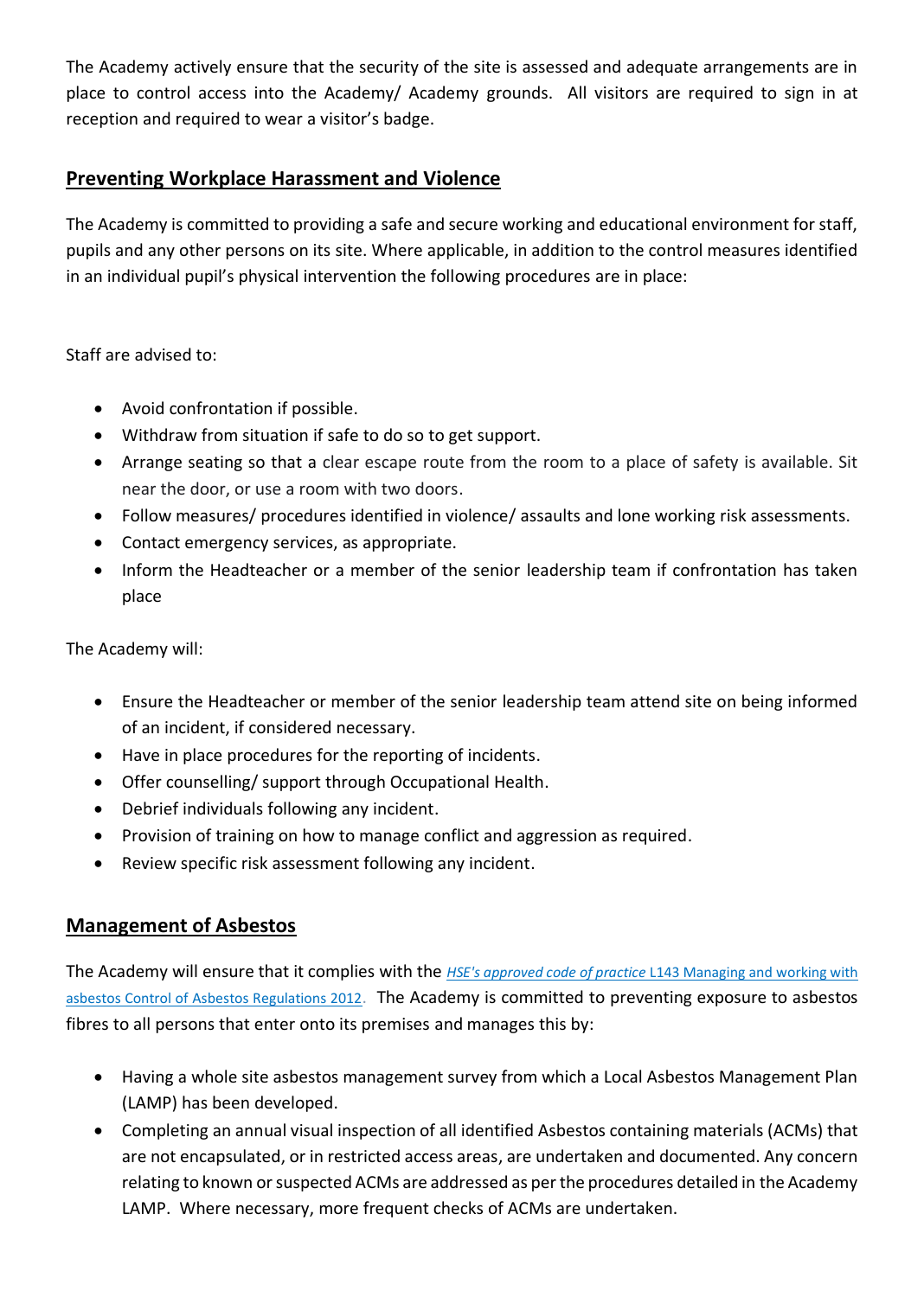The Academy actively ensure that the security of the site is assessed and adequate arrangements are in place to control access into the Academy/ Academy grounds. All visitors are required to sign in at reception and required to wear a visitor's badge.

## Preventing Workplace Harassment and Violence

The Academy is committed to providing a safe and secure working and educational environment for staff, pupils and any other persons on its site. Where applicable, in addition to the control measures identified in an individual pupil's physical intervention the following procedures are in place:

Staff are advised to:

- Avoid confrontation if possible.
- Withdraw from situation if safe to do so to get support.
- Arrange seating so that a clear escape route from the room to a place of safety is available. Sit near the door, or use a room with two doors.
- Follow measures/ procedures identified in violence/ assaults and lone working risk assessments.
- Contact emergency services, as appropriate.
- Inform the Headteacher or a member of the senior leadership team if confrontation has taken place

The Academy will:

- Ensure the Headteacher or member of the senior leadership team attend site on being informed of an incident, if considered necessary.
- Have in place procedures for the reporting of incidents.
- Offer counselling/ support through Occupational Health.
- Debrief individuals following any incident.
- Provision of training on how to manage conflict and aggression as required.
- Review specific risk assessment following any incident.

## Management of Asbestos

The Academy will ensure that it complies with the *HSE's approved code of practice* L143 Managing and working with asbestos Control of Asbestos Regulations 2012. The Academy is committed to preventing exposure to asbestos fibres to all persons that enter onto its premises and manages this by:

- Having a whole site asbestos management survey from which a Local Asbestos Management Plan (LAMP) has been developed.
- Completing an annual visual inspection of all identified Asbestos containing materials (ACMs) that are not encapsulated, or in restricted access areas, are undertaken and documented. Any concern relating to known or suspected ACMs are addressed as per the procedures detailed in the Academy LAMP. Where necessary, more frequent checks of ACMs are undertaken.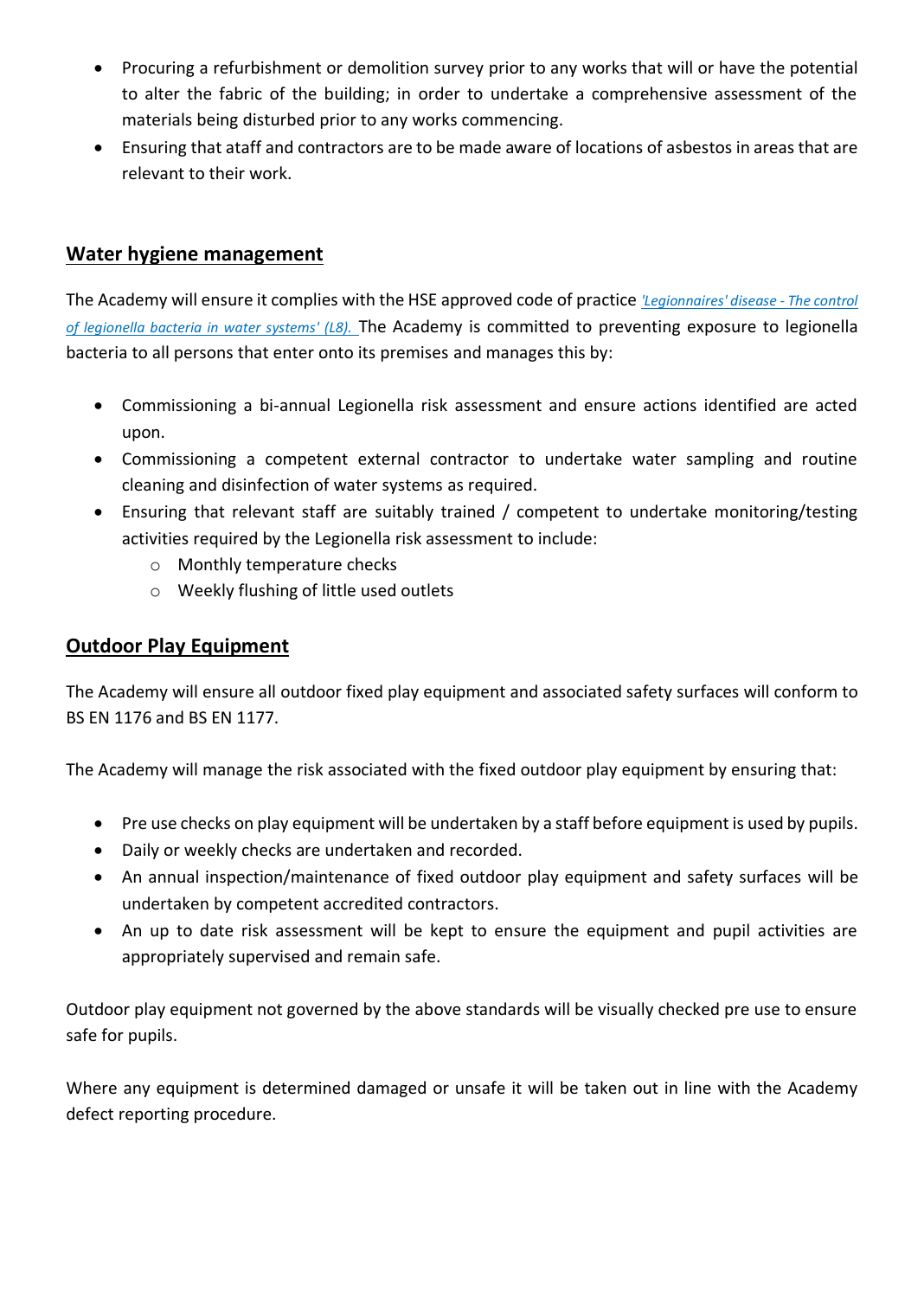- Procuring a refurbishment or demolition survey prior to any works that will or have the potential to alter the fabric of the building; in order to undertake a comprehensive assessment of the materials being disturbed prior to any works commencing.
- Ensuring that ataff and contractors are to be made aware of locations of asbestos in areas that are relevant to their work.

## Water hygiene management

The Academy will ensure it complies with the HSE approved code of practice *'Legionnaires' disease - The control of legionella bacteria in water systems' (L8).* The Academy is committed to preventing exposure to legionella bacteria to all persons that enter onto its premises and manages this by:

- Commissioning a bi-annual Legionella risk assessment and ensure actions identified are acted upon.
- Commissioning a competent external contractor to undertake water sampling and routine cleaning and disinfection of water systems as required.
- Ensuring that relevant staff are suitably trained / competent to undertake monitoring/testing activities required by the Legionella risk assessment to include:
    - Monthly temperature checks
    - Weekly flushing of little used outlets

## Outdoor Play Equipment

The Academy will ensure all outdoor fixed play equipment and associated safety surfaces will conform to BS EN 1176 and BS EN 1177.

The Academy will manage the risk associated with the fixed outdoor play equipment by ensuring that:

- Pre use checks on play equipment will be undertaken by a staff before equipment is used by pupils.
- Daily or weekly checks are undertaken and recorded.
- An annual inspection/maintenance of fixed outdoor play equipment and safety surfaces will be undertaken by competent accredited contractors.
- An up to date risk assessment will be kept to ensure the equipment and pupil activities are appropriately supervised and remain safe.

Outdoor play equipment not governed by the above standards will be visually checked pre use to ensure safe for pupils.

Where any equipment is determined damaged or unsafe it will be taken out in line with the Academy defect reporting procedure.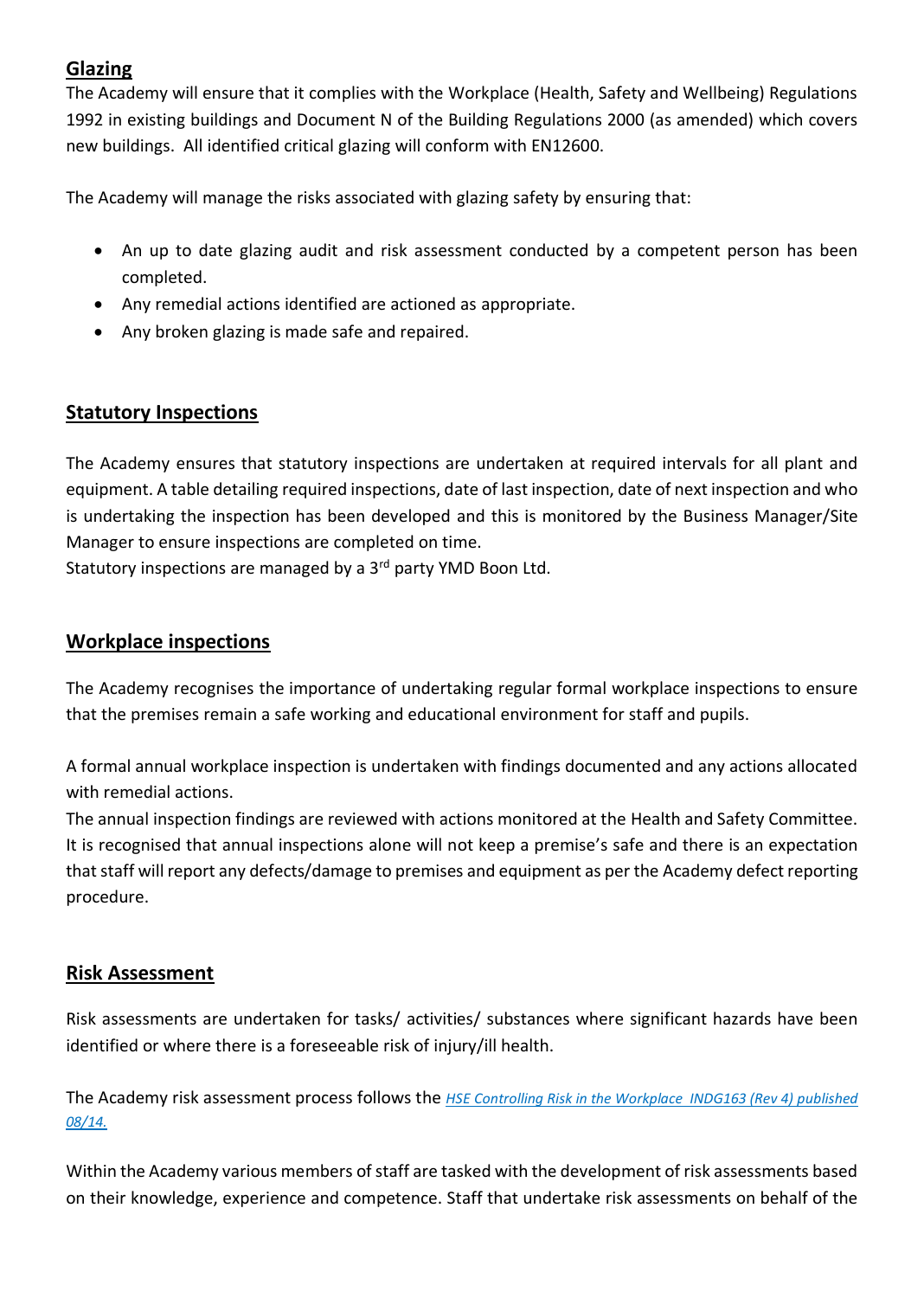## Glazing

The Academy will ensure that it complies with the Workplace (Health, Safety and Wellbeing) Regulations 1992 in existing buildings and Document N of the Building Regulations 2000 (as amended) which covers new buildings. All identified critical glazing will conform with EN12600.

The Academy will manage the risks associated with glazing safety by ensuring that:

- An up to date glazing audit and risk assessment conducted by a competent person has been completed.
- Any remedial actions identified are actioned as appropriate.
- Any broken glazing is made safe and repaired.

## Statutory Inspections

The Academy ensures that statutory inspections are undertaken at required intervals for all plant and equipment. A table detailing required inspections, date of last inspection, date of next inspection and who is undertaking the inspection has been developed and this is monitored by the Business Manager/Site Manager to ensure inspections are completed on time.
Statutory inspections are managed by a 3rd party YMD Boon Ltd.

## Workplace inspections

The Academy recognises the importance of undertaking regular formal workplace inspections to ensure that the premises remain a safe working and educational environment for staff and pupils.

A formal annual workplace inspection is undertaken with findings documented and any actions allocated with remedial actions.
The annual inspection findings are reviewed with actions monitored at the Health and Safety Committee. It is recognised that annual inspections alone will not keep a premise's safe and there is an expectation that staff will report any defects/damage to premises and equipment as per the Academy defect reporting procedure.

## Risk Assessment

Risk assessments are undertaken for tasks/ activities/ substances where significant hazards have been identified or where there is a foreseeable risk of injury/ill health.

The Academy risk assessment process follows the *HSE Controlling Risk in the Workplace INDG163 (Rev 4) published 08/14.*

Within the Academy various members of staff are tasked with the development of risk assessments based on their knowledge, experience and competence. Staff that undertake risk assessments on behalf of the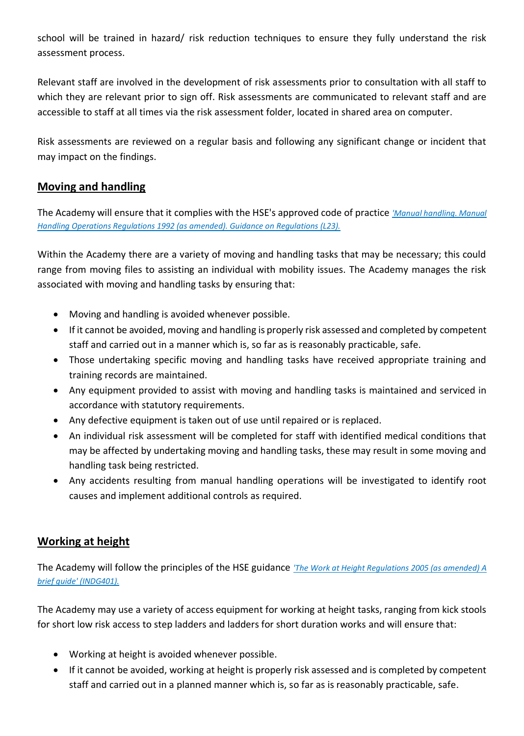school will be trained in hazard/ risk reduction techniques to ensure they fully understand the risk assessment process.

Relevant staff are involved in the development of risk assessments prior to consultation with all staff to which they are relevant prior to sign off. Risk assessments are communicated to relevant staff and are accessible to staff at all times via the risk assessment folder, located in shared area on computer.

Risk assessments are reviewed on a regular basis and following any significant change or incident that may impact on the findings.

## Moving and handling

The Academy will ensure that it complies with the HSE's approved code of practice *'Manual handling. Manual Handling Operations Regulations 1992 (as amended). Guidance on Regulations (L23).*

Within the Academy there are a variety of moving and handling tasks that may be necessary; this could range from moving files to assisting an individual with mobility issues. The Academy manages the risk associated with moving and handling tasks by ensuring that:

- Moving and handling is avoided whenever possible.
- If it cannot be avoided, moving and handling is properly risk assessed and completed by competent staff and carried out in a manner which is, so far as is reasonably practicable, safe.
- Those undertaking specific moving and handling tasks have received appropriate training and training records are maintained.
- Any equipment provided to assist with moving and handling tasks is maintained and serviced in accordance with statutory requirements.
- Any defective equipment is taken out of use until repaired or is replaced.
- An individual risk assessment will be completed for staff with identified medical conditions that may be affected by undertaking moving and handling tasks, these may result in some moving and handling task being restricted.
- Any accidents resulting from manual handling operations will be investigated to identify root causes and implement additional controls as required.

## Working at height

The Academy will follow the principles of the HSE guidance *'The Work at Height Regulations 2005 (as amended) A brief guide' (INDG401).*

The Academy may use a variety of access equipment for working at height tasks, ranging from kick stools for short low risk access to step ladders and ladders for short duration works and will ensure that:

- Working at height is avoided whenever possible.
- If it cannot be avoided, working at height is properly risk assessed and is completed by competent staff and carried out in a planned manner which is, so far as is reasonably practicable, safe.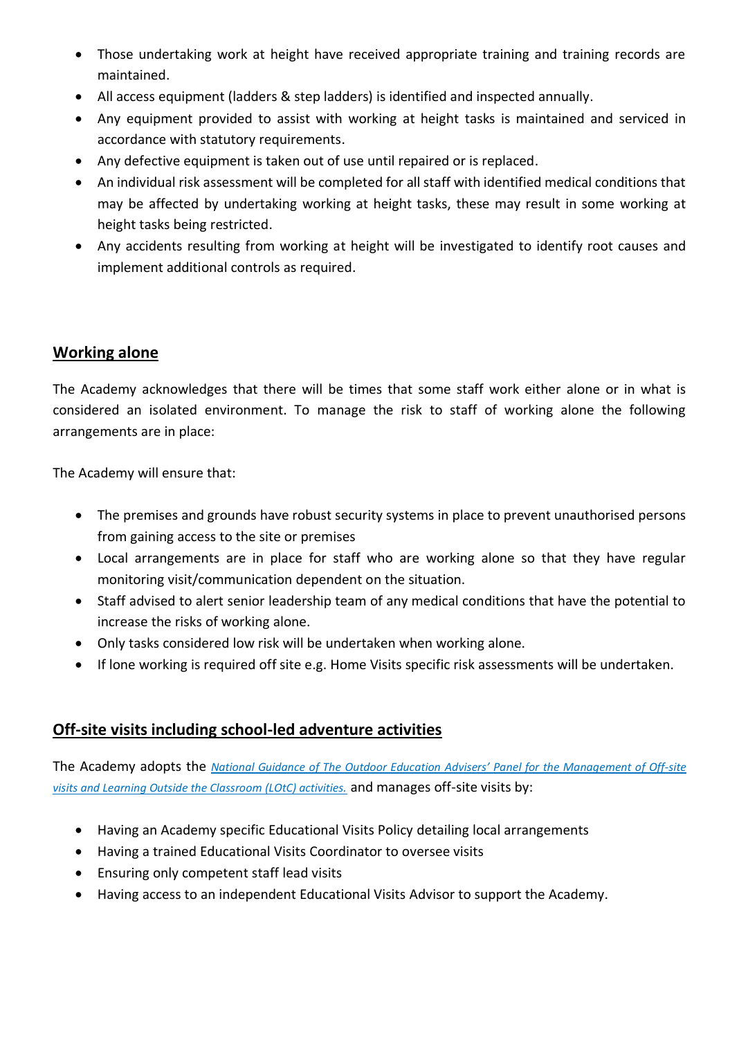- Those undertaking work at height have received appropriate training and training records are maintained.
- All access equipment (ladders & step ladders) is identified and inspected annually.
- Any equipment provided to assist with working at height tasks is maintained and serviced in accordance with statutory requirements.
- Any defective equipment is taken out of use until repaired or is replaced.
- An individual risk assessment will be completed for all staff with identified medical conditions that may be affected by undertaking working at height tasks, these may result in some working at height tasks being restricted.
- Any accidents resulting from working at height will be investigated to identify root causes and implement additional controls as required.

## Working alone

The Academy acknowledges that there will be times that some staff work either alone or in what is considered an isolated environment. To manage the risk to staff of working alone the following arrangements are in place:

The Academy will ensure that:

- The premises and grounds have robust security systems in place to prevent unauthorised persons from gaining access to the site or premises
- Local arrangements are in place for staff who are working alone so that they have regular monitoring visit/communication dependent on the situation.
- Staff advised to alert senior leadership team of any medical conditions that have the potential to increase the risks of working alone.
- Only tasks considered low risk will be undertaken when working alone.
- If lone working is required off site e.g. Home Visits specific risk assessments will be undertaken.

## Off-site visits including school-led adventure activities

The Academy adopts the *National Guidance of The Outdoor Education Advisers' Panel for the Management of Off-site visits and Learning Outside the Classroom (LOtC) activities.* and manages off-site visits by:

- Having an Academy specific Educational Visits Policy detailing local arrangements
- Having a trained Educational Visits Coordinator to oversee visits
- Ensuring only competent staff lead visits
- Having access to an independent Educational Visits Advisor to support the Academy.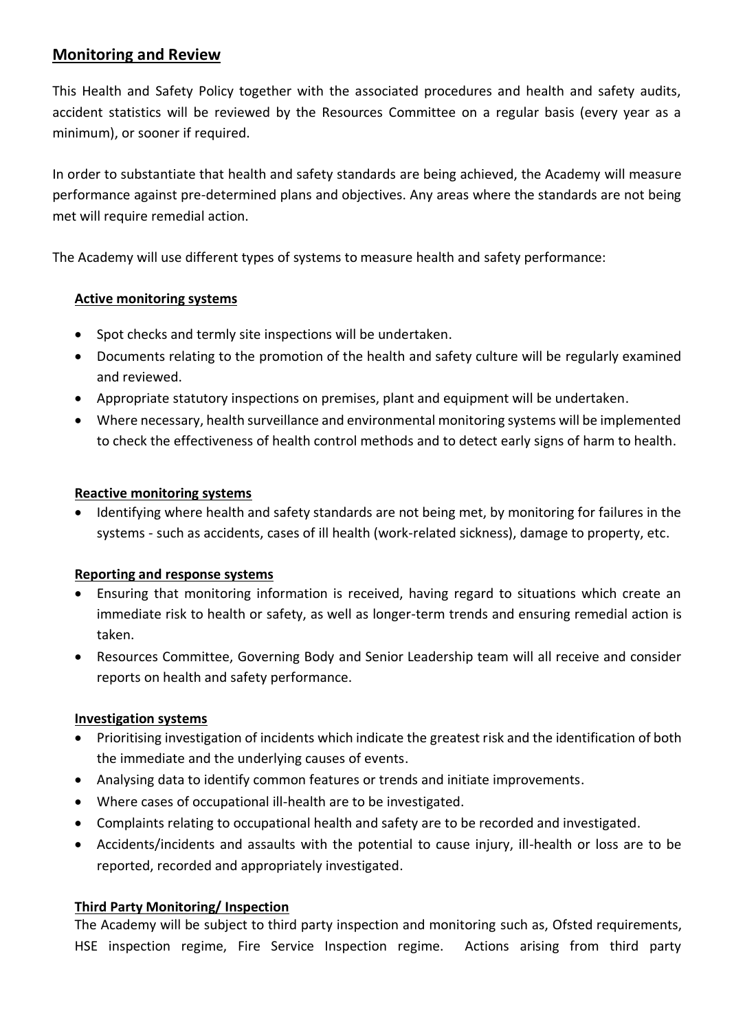## Monitoring and Review

This Health and Safety Policy together with the associated procedures and health and safety audits, accident statistics will be reviewed by the Resources Committee on a regular basis (every year as a minimum), or sooner if required.

In order to substantiate that health and safety standards are being achieved, the Academy will measure performance against pre-determined plans and objectives. Any areas where the standards are not being met will require remedial action.

The Academy will use different types of systems to measure health and safety performance:

**Active monitoring systems**

- Spot checks and termly site inspections will be undertaken.
- Documents relating to the promotion of the health and safety culture will be regularly examined and reviewed.
- Appropriate statutory inspections on premises, plant and equipment will be undertaken.
- Where necessary, health surveillance and environmental monitoring systems will be implemented to check the effectiveness of health control methods and to detect early signs of harm to health.

**Reactive monitoring systems**

- Identifying where health and safety standards are not being met, by monitoring for failures in the systems - such as accidents, cases of ill health (work-related sickness), damage to property, etc.

**Reporting and response systems**

- Ensuring that monitoring information is received, having regard to situations which create an immediate risk to health or safety, as well as longer-term trends and ensuring remedial action is taken.
- Resources Committee, Governing Body and Senior Leadership team will all receive and consider reports on health and safety performance.

**Investigation systems**

- Prioritising investigation of incidents which indicate the greatest risk and the identification of both the immediate and the underlying causes of events.
- Analysing data to identify common features or trends and initiate improvements.
- Where cases of occupational ill-health are to be investigated.
- Complaints relating to occupational health and safety are to be recorded and investigated.
- Accidents/incidents and assaults with the potential to cause injury, ill-health or loss are to be reported, recorded and appropriately investigated.

**Third Party Monitoring/ Inspection**

The Academy will be subject to third party inspection and monitoring such as, Ofsted requirements, HSE inspection regime, Fire Service Inspection regime. Actions arising from third party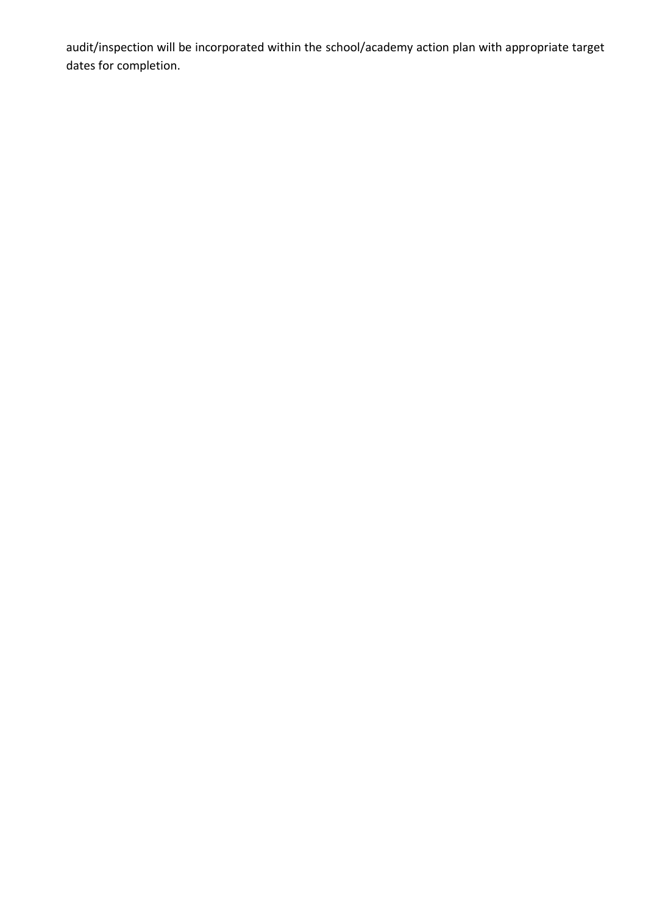audit/inspection will be incorporated within the school/academy action plan with appropriate target dates for completion.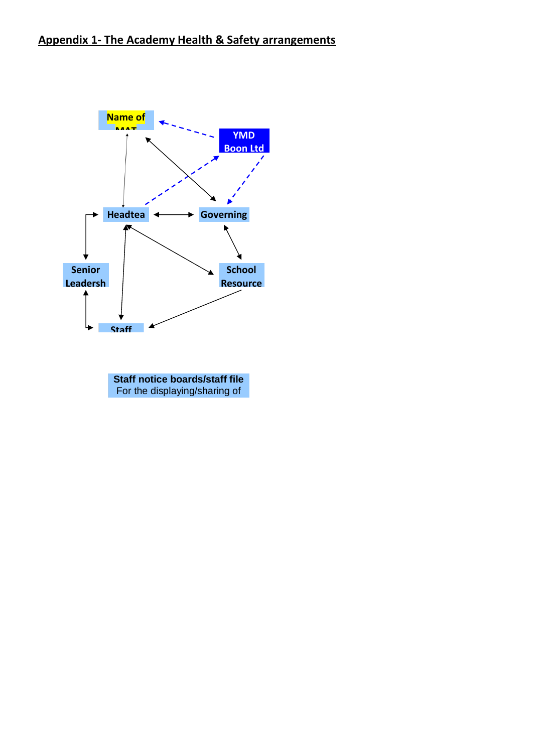## Appendix 1- The Academy Health & Safety arrangements

Name of MAT

YMD Boon Ltd

Headtea

Governing

Senior Leadersh

School Resource

Staff

Staff notice boards/staff file
For the displaying/sharing of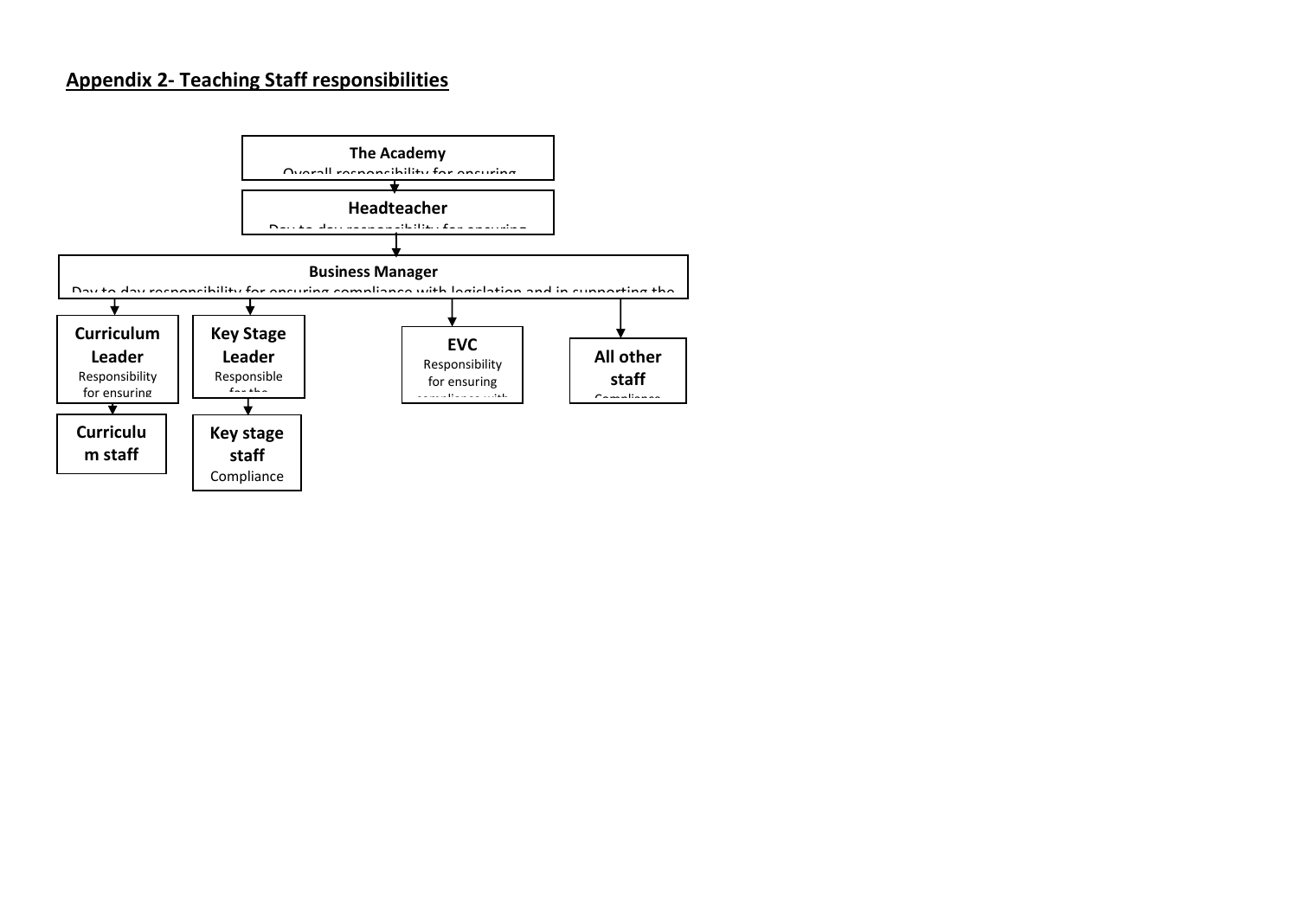## Appendix 2- Teaching Staff responsibilities

**The Academy**

Overall responsibility for ensuring

**Headteacher**

Day to day responsibility for ensuring

**Business Manager**

Day to day responsibility for ensuring compliance with legislation and in supporting the

**Curriculum Leader**

Responsibility for ensuring

**Curriculum staff**

**Key Stage Leader**

Responsible for the

**Key stage staff**

Compliance

**EVC**

Responsibility for ensuring compliance with

**All other staff**

Compliance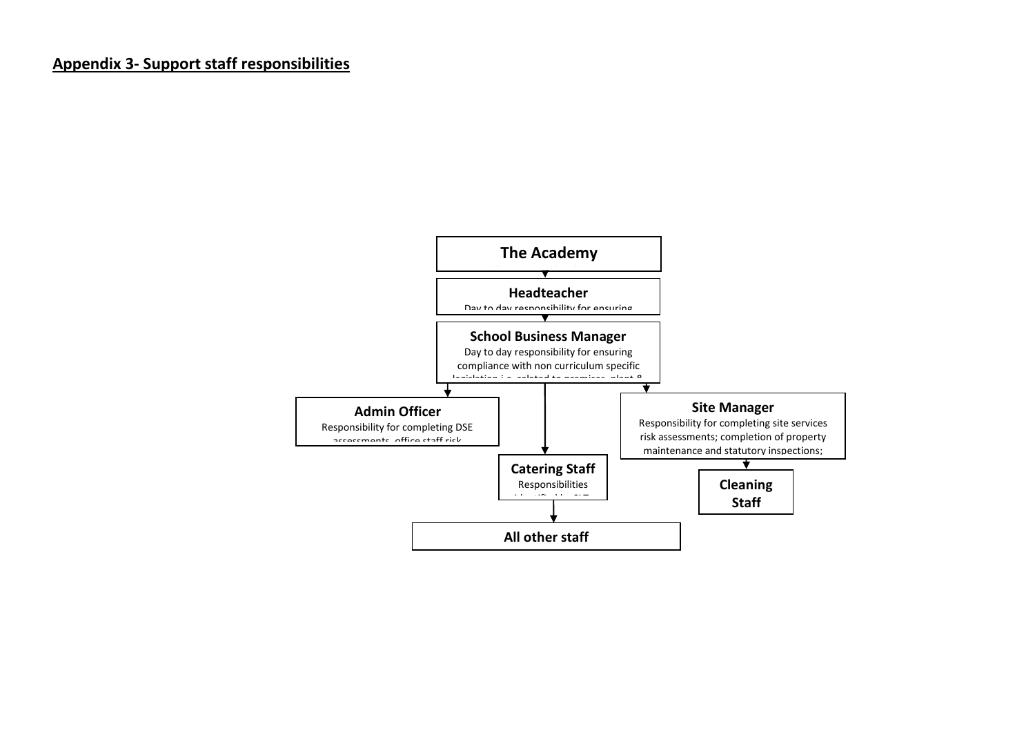## Appendix 3- Support staff responsibilities

**The Academy**

**Headteacher**

Day to day responsibility for ensuring

**School Business Manager**

Day to day responsibility for ensuring compliance with non curriculum specific legislation i.e. related to premises, plant &

**Admin Officer**

Responsibility for completing DSE assessments, office staff risk

**Site Manager**

Responsibility for completing site services risk assessments; completion of property maintenance and statutory inspections;

**Catering Staff**

Responsibilities identified by SLT

**Cleaning Staff**

**All other staff**